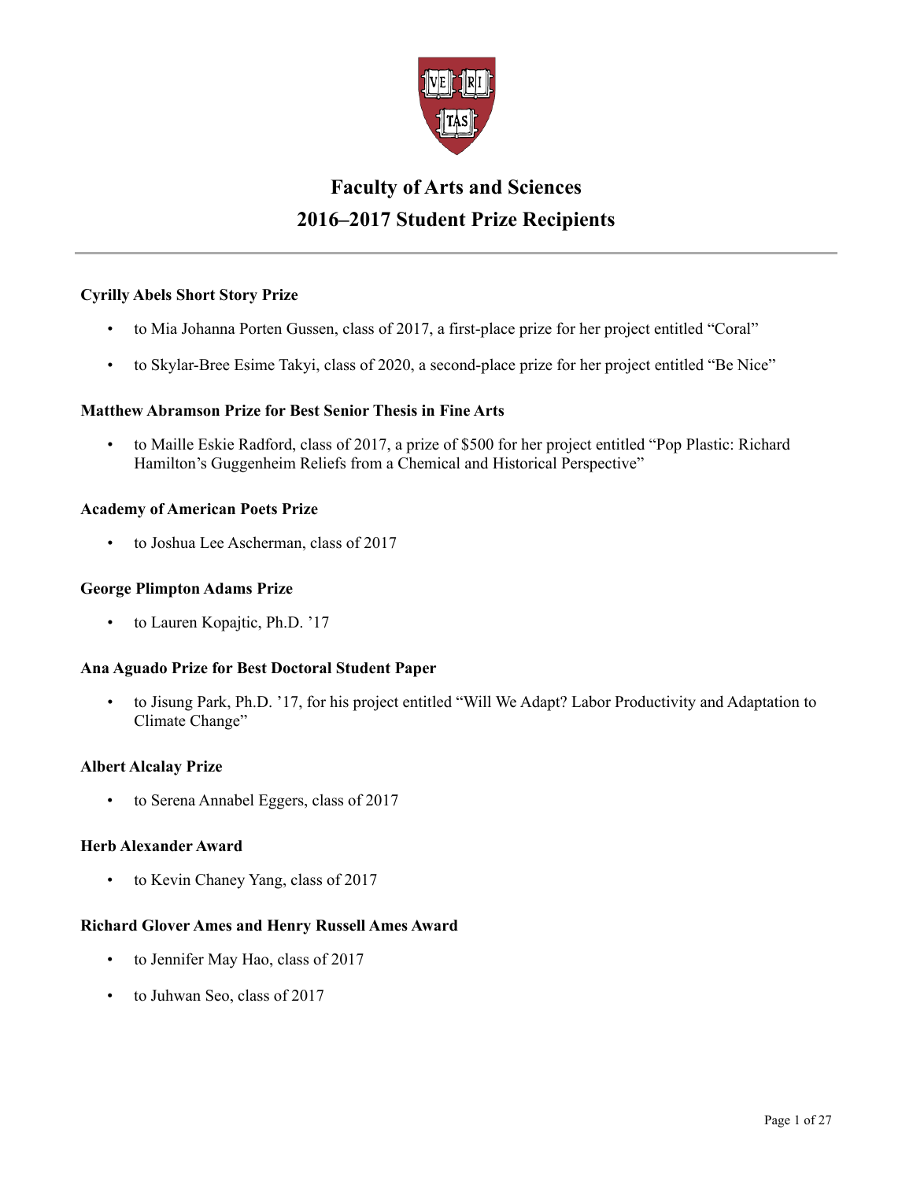# Faculty of Arts and Sciences
# 2016–2017 Student Prize Recipients

---

**Cyrilly Abels Short Story Prize**

- to Mia Johanna Porten Gussen, class of 2017, a first-place prize for her project entitled "Coral"
- to Skylar-Bree Esime Takyi, class of 2020, a second-place prize for her project entitled "Be Nice"

**Matthew Abramson Prize for Best Senior Thesis in Fine Arts**

- to Maille Eskie Radford, class of 2017, a prize of $500 for her project entitled "Pop Plastic: Richard Hamilton's Guggenheim Reliefs from a Chemical and Historical Perspective"

**Academy of American Poets Prize**

- to Joshua Lee Ascherman, class of 2017

**George Plimpton Adams Prize**

- to Lauren Kopajtic, Ph.D. '17

**Ana Aguado Prize for Best Doctoral Student Paper**

- to Jisung Park, Ph.D. '17, for his project entitled "Will We Adapt? Labor Productivity and Adaptation to Climate Change"

**Albert Alcalay Prize**

- to Serena Annabel Eggers, class of 2017

**Herb Alexander Award**

- to Kevin Chaney Yang, class of 2017

**Richard Glover Ames and Henry Russell Ames Award**

- to Jennifer May Hao, class of 2017
- to Juhwan Seo, class of 2017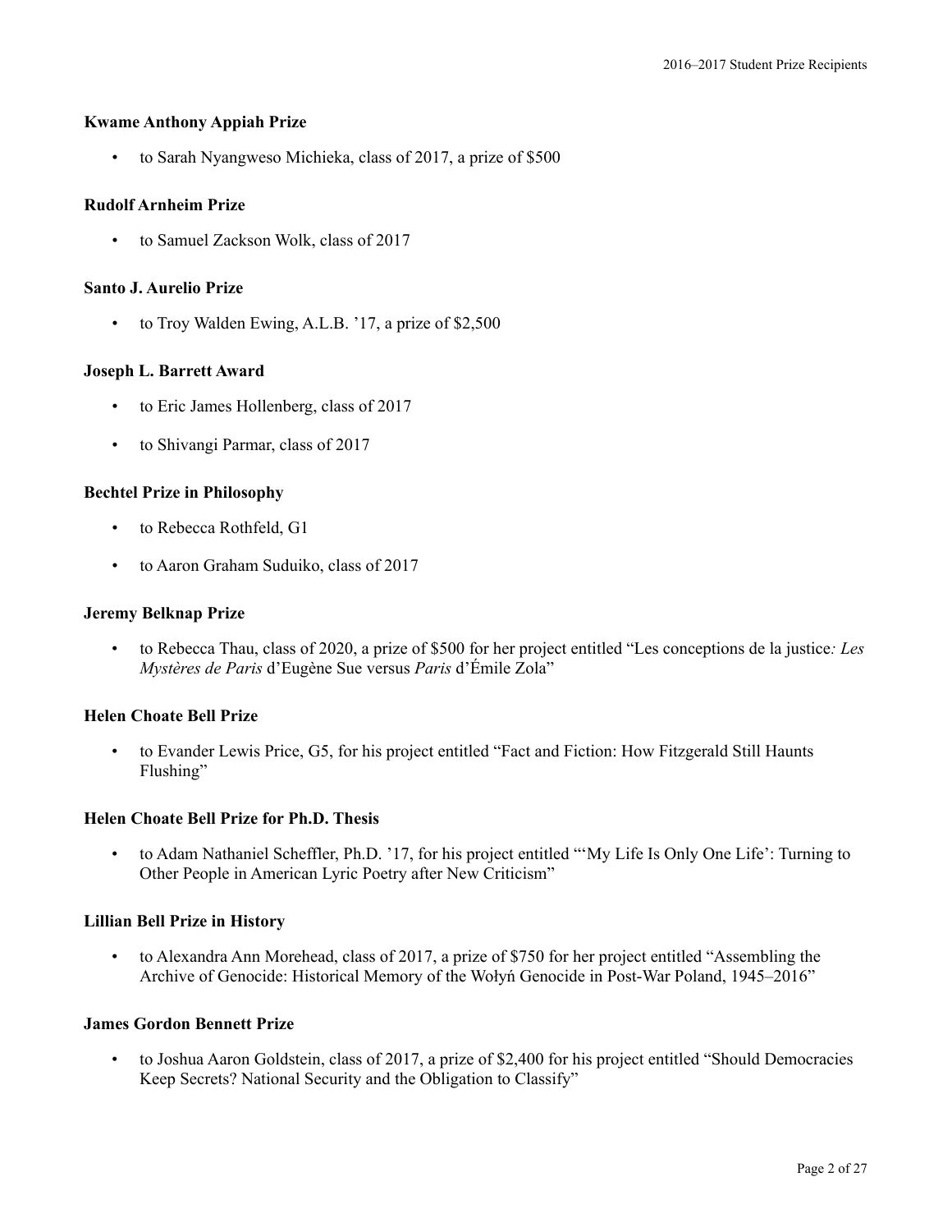### Kwame Anthony Appiah Prize

- to Sarah Nyangweso Michieka, class of 2017, a prize of $500

### Rudolf Arnheim Prize

- to Samuel Zackson Wolk, class of 2017

### Santo J. Aurelio Prize

- to Troy Walden Ewing, A.L.B. '17, a prize of $2,500

### Joseph L. Barrett Award

- to Eric James Hollenberg, class of 2017
- to Shivangi Parmar, class of 2017

### Bechtel Prize in Philosophy

- to Rebecca Rothfeld, G1
- to Aaron Graham Suduiko, class of 2017

### Jeremy Belknap Prize

- to Rebecca Thau, class of 2020, a prize of $500 for her project entitled "Les conceptions de la justice*: Les Mystères de Paris* d'Eugène Sue versus *Paris* d'Émile Zola"

### Helen Choate Bell Prize

- to Evander Lewis Price, G5, for his project entitled "Fact and Fiction: How Fitzgerald Still Haunts Flushing"

### Helen Choate Bell Prize for Ph.D. Thesis

- to Adam Nathaniel Scheffler, Ph.D. '17, for his project entitled "'My Life Is Only One Life': Turning to Other People in American Lyric Poetry after New Criticism"

### Lillian Bell Prize in History

- to Alexandra Ann Morehead, class of 2017, a prize of $750 for her project entitled "Assembling the Archive of Genocide: Historical Memory of the Wołyń Genocide in Post-War Poland, 1945–2016"

### James Gordon Bennett Prize

- to Joshua Aaron Goldstein, class of 2017, a prize of $2,400 for his project entitled "Should Democracies Keep Secrets? National Security and the Obligation to Classify"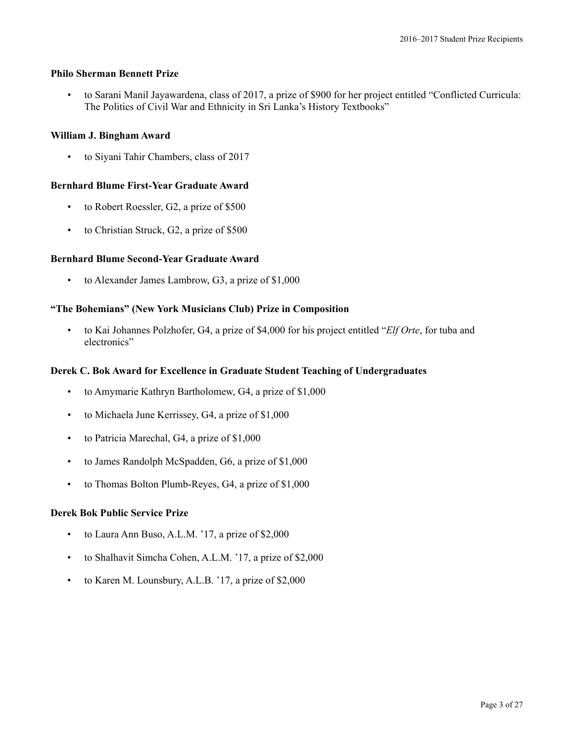**Philo Sherman Bennett Prize**

- to Sarani Manil Jayawardena, class of 2017, a prize of $900 for her project entitled "Conflicted Curricula: The Politics of Civil War and Ethnicity in Sri Lanka's History Textbooks"

**William J. Bingham Award**

- to Siyani Tahir Chambers, class of 2017

**Bernhard Blume First-Year Graduate Award**

- to Robert Roessler, G2, a prize of $500
- to Christian Struck, G2, a prize of $500

**Bernhard Blume Second-Year Graduate Award**

- to Alexander James Lambrow, G3, a prize of $1,000

**"The Bohemians" (New York Musicians Club) Prize in Composition**

- to Kai Johannes Polzhofer, G4, a prize of $4,000 for his project entitled "*Elf Orte*, for tuba and electronics"

**Derek C. Bok Award for Excellence in Graduate Student Teaching of Undergraduates**

- to Amymarie Kathryn Bartholomew, G4, a prize of $1,000
- to Michaela June Kerrissey, G4, a prize of $1,000
- to Patricia Marechal, G4, a prize of $1,000
- to James Randolph McSpadden, G6, a prize of $1,000
- to Thomas Bolton Plumb-Reyes, G4, a prize of $1,000

**Derek Bok Public Service Prize**

- to Laura Ann Buso, A.L.M. '17, a prize of $2,000
- to Shalhavit Simcha Cohen, A.L.M. '17, a prize of $2,000
- to Karen M. Lounsbury, A.L.B. '17, a prize of $2,000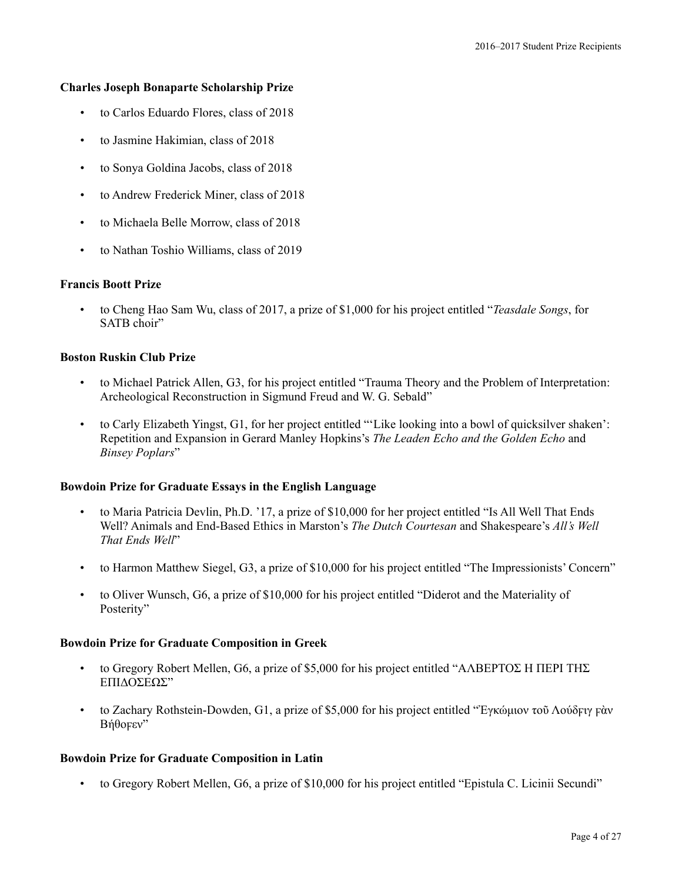### Charles Joseph Bonaparte Scholarship Prize

- to Carlos Eduardo Flores, class of 2018
- to Jasmine Hakimian, class of 2018
- to Sonya Goldina Jacobs, class of 2018
- to Andrew Frederick Miner, class of 2018
- to Michaela Belle Morrow, class of 2018
- to Nathan Toshio Williams, class of 2019

### Francis Boott Prize

- to Cheng Hao Sam Wu, class of 2017, a prize of $1,000 for his project entitled "*Teasdale Songs*, for SATB choir"

### Boston Ruskin Club Prize

- to Michael Patrick Allen, G3, for his project entitled "Trauma Theory and the Problem of Interpretation: Archeological Reconstruction in Sigmund Freud and W. G. Sebald"
- to Carly Elizabeth Yingst, G1, for her project entitled "'Like looking into a bowl of quicksilver shaken': Repetition and Expansion in Gerard Manley Hopkins's *The Leaden Echo and the Golden Echo* and *Binsey Poplars*"

### Bowdoin Prize for Graduate Essays in the English Language

- to Maria Patricia Devlin, Ph.D. '17, a prize of $10,000 for her project entitled "Is All Well That Ends Well? Animals and End-Based Ethics in Marston's *The Dutch Courtesan* and Shakespeare's *All's Well That Ends Well*"
- to Harmon Matthew Siegel, G3, a prize of $10,000 for his project entitled "The Impressionists' Concern"
- to Oliver Wunsch, G6, a prize of $10,000 for his project entitled "Diderot and the Materiality of Posterity"

### Bowdoin Prize for Graduate Composition in Greek

- to Gregory Robert Mellen, G6, a prize of $5,000 for his project entitled "ΑΛΒΕΡΤΟΣ Η ΠΕΡΙ ΤΗΣ ΕΠΙΔΟΣΕΩΣ"
- to Zachary Rothstein-Dowden, G1, a prize of $5,000 for his project entitled "Ἐγκώμιον τοῦ Λούδϝιγ ϝὰν Βήθοϝεν"

### Bowdoin Prize for Graduate Composition in Latin

- to Gregory Robert Mellen, G6, a prize of $10,000 for his project entitled "Epistula C. Licinii Secundi"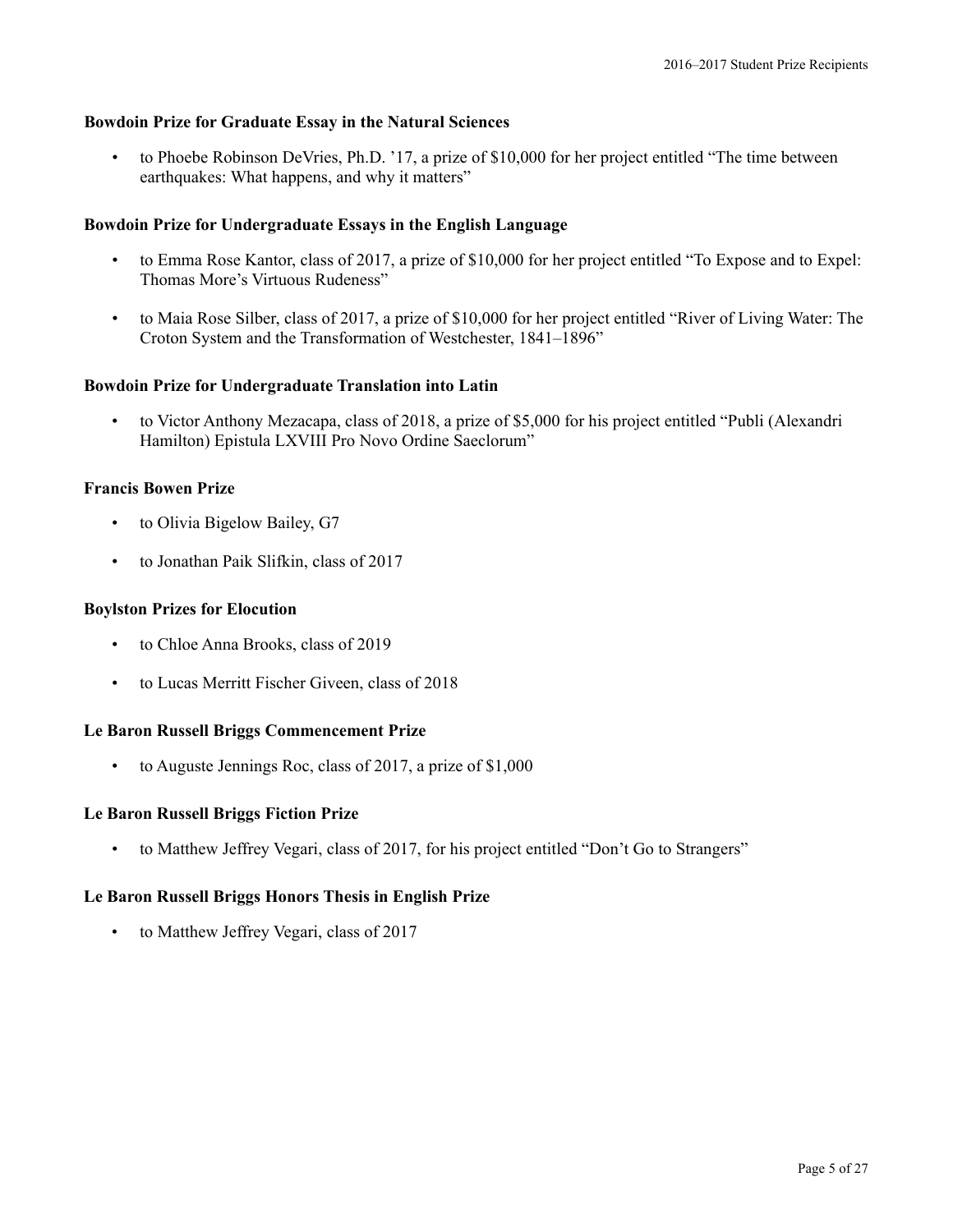**Bowdoin Prize for Graduate Essay in the Natural Sciences**

- to Phoebe Robinson DeVries, Ph.D. ’17, a prize of $10,000 for her project entitled “The time between earthquakes: What happens, and why it matters”

**Bowdoin Prize for Undergraduate Essays in the English Language**

- to Emma Rose Kantor, class of 2017, a prize of $10,000 for her project entitled “To Expose and to Expel: Thomas More’s Virtuous Rudeness”
- to Maia Rose Silber, class of 2017, a prize of $10,000 for her project entitled “River of Living Water: The Croton System and the Transformation of Westchester, 1841–1896”

**Bowdoin Prize for Undergraduate Translation into Latin**

- to Victor Anthony Mezacapa, class of 2018, a prize of $5,000 for his project entitled “Publi (Alexandri Hamilton) Epistula LXVIII Pro Novo Ordine Saeclorum”

**Francis Bowen Prize**

- to Olivia Bigelow Bailey, G7
- to Jonathan Paik Slifkin, class of 2017

**Boylston Prizes for Elocution**

- to Chloe Anna Brooks, class of 2019
- to Lucas Merritt Fischer Giveen, class of 2018

**Le Baron Russell Briggs Commencement Prize**

- to Auguste Jennings Roc, class of 2017, a prize of $1,000

**Le Baron Russell Briggs Fiction Prize**

- to Matthew Jeffrey Vegari, class of 2017, for his project entitled “Don’t Go to Strangers”

**Le Baron Russell Briggs Honors Thesis in English Prize**

- to Matthew Jeffrey Vegari, class of 2017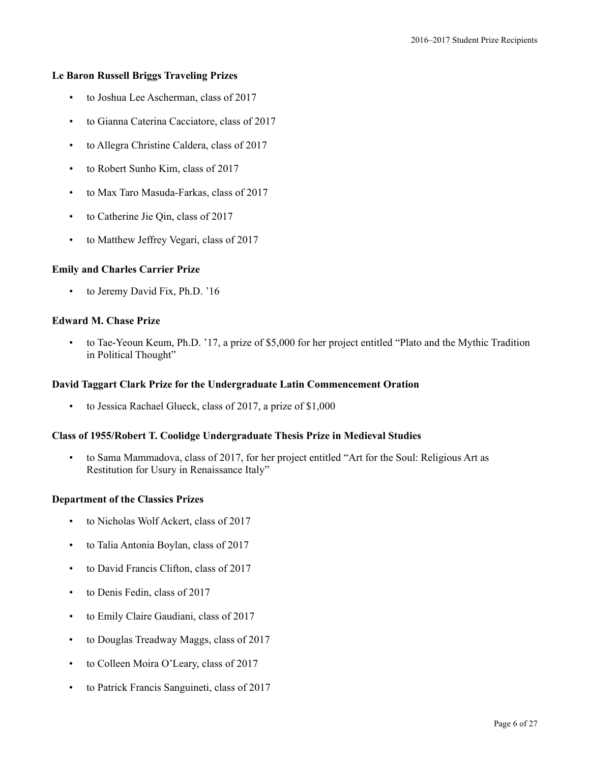**Le Baron Russell Briggs Traveling Prizes**

- to Joshua Lee Ascherman, class of 2017
- to Gianna Caterina Cacciatore, class of 2017
- to Allegra Christine Caldera, class of 2017
- to Robert Sunho Kim, class of 2017
- to Max Taro Masuda-Farkas, class of 2017
- to Catherine Jie Qin, class of 2017
- to Matthew Jeffrey Vegari, class of 2017

**Emily and Charles Carrier Prize**

- to Jeremy David Fix, Ph.D. ’16

**Edward M. Chase Prize**

- to Tae-Yeoun Keum, Ph.D. ’17, a prize of $5,000 for her project entitled “Plato and the Mythic Tradition in Political Thought”

**David Taggart Clark Prize for the Undergraduate Latin Commencement Oration**

- to Jessica Rachael Glueck, class of 2017, a prize of $1,000

**Class of 1955/Robert T. Coolidge Undergraduate Thesis Prize in Medieval Studies**

- to Sama Mammadova, class of 2017, for her project entitled “Art for the Soul: Religious Art as Restitution for Usury in Renaissance Italy”

**Department of the Classics Prizes**

- to Nicholas Wolf Ackert, class of 2017
- to Talia Antonia Boylan, class of 2017
- to David Francis Clifton, class of 2017
- to Denis Fedin, class of 2017
- to Emily Claire Gaudiani, class of 2017
- to Douglas Treadway Maggs, class of 2017
- to Colleen Moira O’Leary, class of 2017
- to Patrick Francis Sanguineti, class of 2017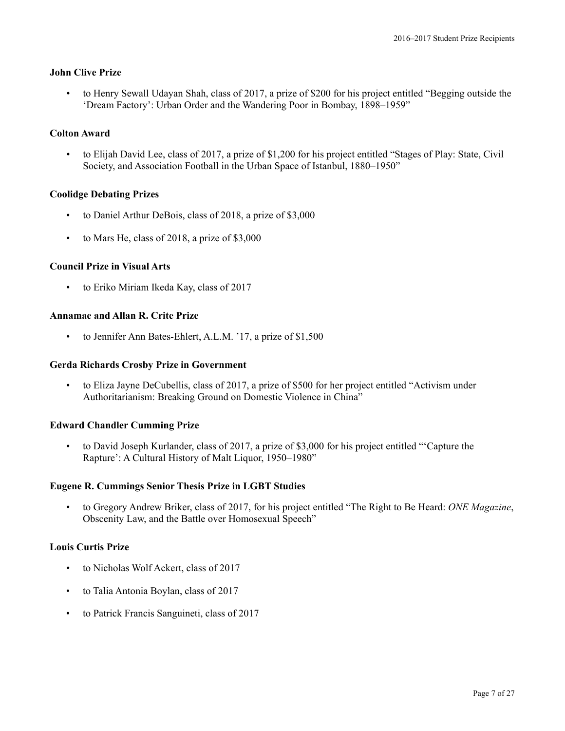**John Clive Prize**

- to Henry Sewall Udayan Shah, class of 2017, a prize of $200 for his project entitled “Begging outside the ‘Dream Factory’: Urban Order and the Wandering Poor in Bombay, 1898–1959”

**Colton Award**

- to Elijah David Lee, class of 2017, a prize of $1,200 for his project entitled “Stages of Play: State, Civil Society, and Association Football in the Urban Space of Istanbul, 1880–1950”

**Coolidge Debating Prizes**

- to Daniel Arthur DeBois, class of 2018, a prize of $3,000
- to Mars He, class of 2018, a prize of $3,000

**Council Prize in Visual Arts**

- to Eriko Miriam Ikeda Kay, class of 2017

**Annamae and Allan R. Crite Prize**

- to Jennifer Ann Bates-Ehlert, A.L.M. ’17, a prize of $1,500

**Gerda Richards Crosby Prize in Government**

- to Eliza Jayne DeCubellis, class of 2017, a prize of $500 for her project entitled “Activism under Authoritarianism: Breaking Ground on Domestic Violence in China”

**Edward Chandler Cumming Prize**

- to David Joseph Kurlander, class of 2017, a prize of $3,000 for his project entitled “‘Capture the Rapture’: A Cultural History of Malt Liquor, 1950–1980”

**Eugene R. Cummings Senior Thesis Prize in LGBT Studies**

- to Gregory Andrew Briker, class of 2017, for his project entitled “The Right to Be Heard: *ONE Magazine*, Obscenity Law, and the Battle over Homosexual Speech”

**Louis Curtis Prize**

- to Nicholas Wolf Ackert, class of 2017
- to Talia Antonia Boylan, class of 2017
- to Patrick Francis Sanguineti, class of 2017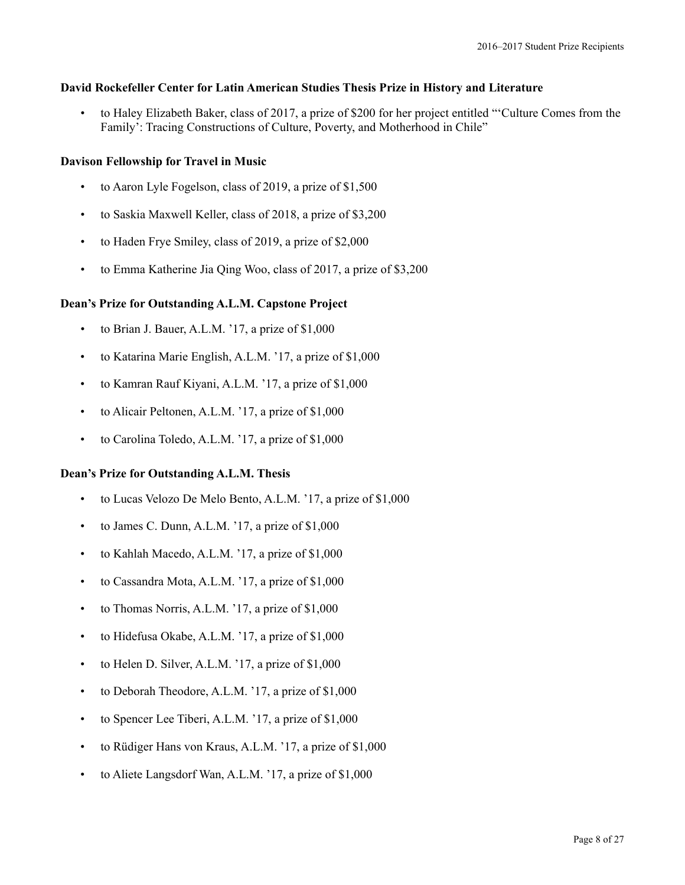**David Rockefeller Center for Latin American Studies Thesis Prize in History and Literature**

- to Haley Elizabeth Baker, class of 2017, a prize of $200 for her project entitled "'Culture Comes from the Family': Tracing Constructions of Culture, Poverty, and Motherhood in Chile"

**Davison Fellowship for Travel in Music**

- to Aaron Lyle Fogelson, class of 2019, a prize of $1,500
- to Saskia Maxwell Keller, class of 2018, a prize of $3,200
- to Haden Frye Smiley, class of 2019, a prize of $2,000
- to Emma Katherine Jia Qing Woo, class of 2017, a prize of $3,200

**Dean's Prize for Outstanding A.L.M. Capstone Project**

- to Brian J. Bauer, A.L.M. '17, a prize of $1,000
- to Katarina Marie English, A.L.M. '17, a prize of $1,000
- to Kamran Rauf Kiyani, A.L.M. '17, a prize of $1,000
- to Alicair Peltonen, A.L.M. '17, a prize of $1,000
- to Carolina Toledo, A.L.M. '17, a prize of $1,000

**Dean's Prize for Outstanding A.L.M. Thesis**

- to Lucas Velozo De Melo Bento, A.L.M. '17, a prize of $1,000
- to James C. Dunn, A.L.M. '17, a prize of $1,000
- to Kahlah Macedo, A.L.M. '17, a prize of $1,000
- to Cassandra Mota, A.L.M. '17, a prize of $1,000
- to Thomas Norris, A.L.M. '17, a prize of $1,000
- to Hidefusa Okabe, A.L.M. '17, a prize of $1,000
- to Helen D. Silver, A.L.M. '17, a prize of $1,000
- to Deborah Theodore, A.L.M. '17, a prize of $1,000
- to Spencer Lee Tiberi, A.L.M. '17, a prize of $1,000
- to Rüdiger Hans von Kraus, A.L.M. '17, a prize of $1,000
- to Aliete Langsdorf Wan, A.L.M. '17, a prize of $1,000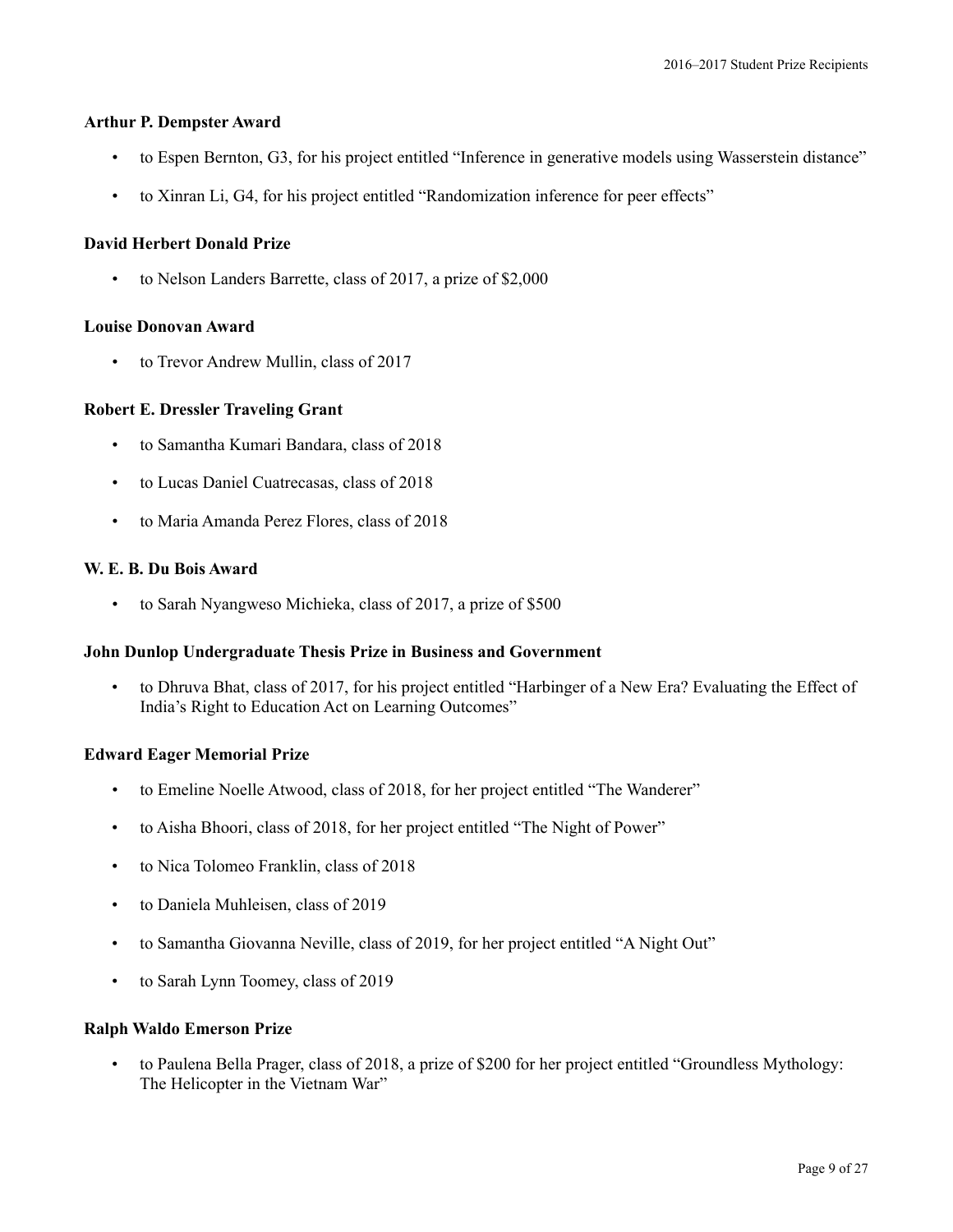### Arthur P. Dempster Award

- to Espen Bernton, G3, for his project entitled "Inference in generative models using Wasserstein distance"
- to Xinran Li, G4, for his project entitled "Randomization inference for peer effects"

### David Herbert Donald Prize

- to Nelson Landers Barrette, class of 2017, a prize of $2,000

### Louise Donovan Award

- to Trevor Andrew Mullin, class of 2017

### Robert E. Dressler Traveling Grant

- to Samantha Kumari Bandara, class of 2018
- to Lucas Daniel Cuatrecasas, class of 2018
- to Maria Amanda Perez Flores, class of 2018

### W. E. B. Du Bois Award

- to Sarah Nyangweso Michieka, class of 2017, a prize of $500

### John Dunlop Undergraduate Thesis Prize in Business and Government

- to Dhruva Bhat, class of 2017, for his project entitled "Harbinger of a New Era? Evaluating the Effect of India's Right to Education Act on Learning Outcomes"

### Edward Eager Memorial Prize

- to Emeline Noelle Atwood, class of 2018, for her project entitled "The Wanderer"
- to Aisha Bhoori, class of 2018, for her project entitled "The Night of Power"
- to Nica Tolomeo Franklin, class of 2018
- to Daniela Muhleisen, class of 2019
- to Samantha Giovanna Neville, class of 2019, for her project entitled "A Night Out"
- to Sarah Lynn Toomey, class of 2019

### Ralph Waldo Emerson Prize

- to Paulena Bella Prager, class of 2018, a prize of $200 for her project entitled "Groundless Mythology: The Helicopter in the Vietnam War"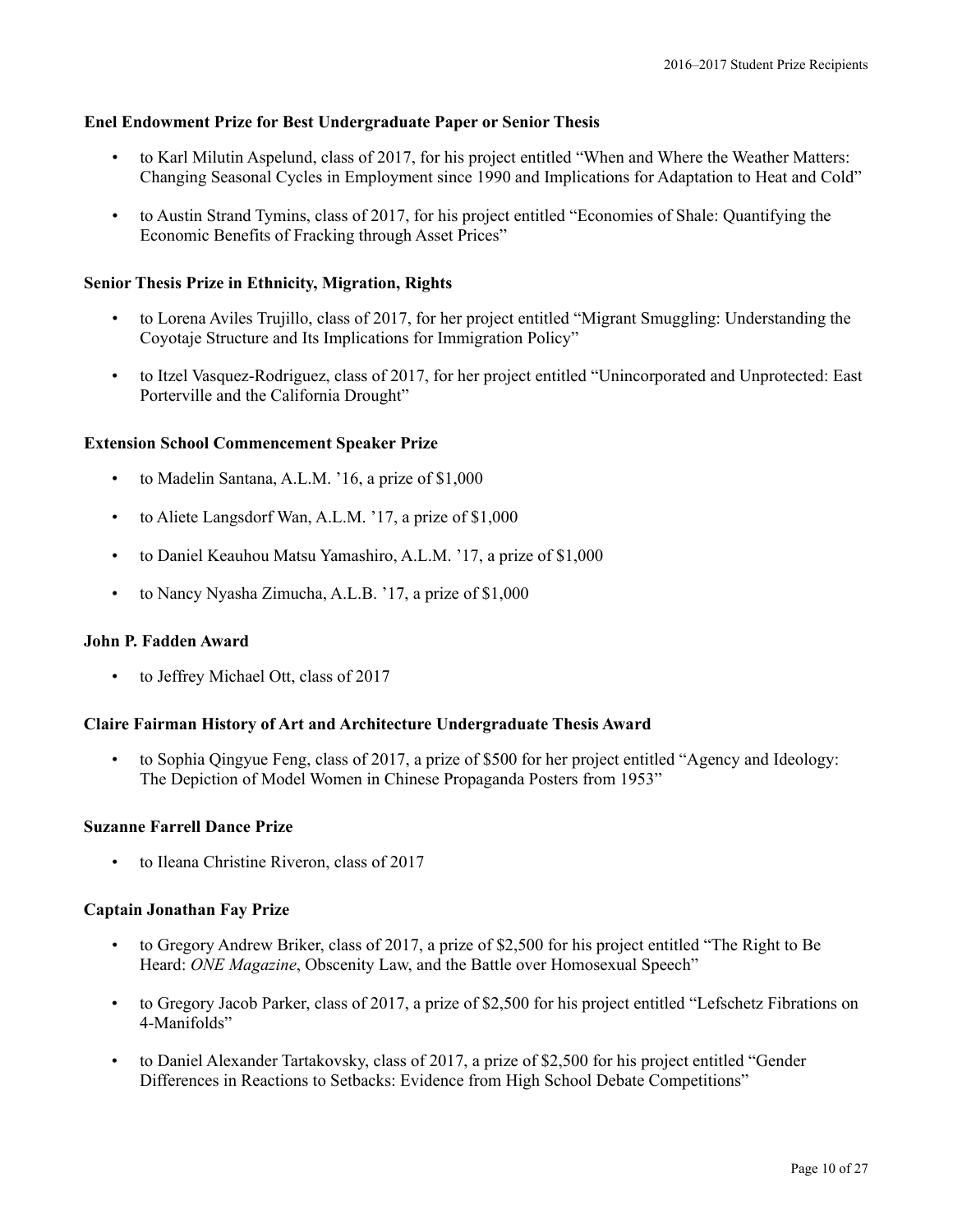**Enel Endowment Prize for Best Undergraduate Paper or Senior Thesis**

- to Karl Milutin Aspelund, class of 2017, for his project entitled "When and Where the Weather Matters: Changing Seasonal Cycles in Employment since 1990 and Implications for Adaptation to Heat and Cold"
- to Austin Strand Tymins, class of 2017, for his project entitled "Economies of Shale: Quantifying the Economic Benefits of Fracking through Asset Prices"

**Senior Thesis Prize in Ethnicity, Migration, Rights**

- to Lorena Aviles Trujillo, class of 2017, for her project entitled "Migrant Smuggling: Understanding the Coyotaje Structure and Its Implications for Immigration Policy"
- to Itzel Vasquez-Rodriguez, class of 2017, for her project entitled "Unincorporated and Unprotected: East Porterville and the California Drought"

**Extension School Commencement Speaker Prize**

- to Madelin Santana, A.L.M. '16, a prize of $1,000
- to Aliete Langsdorf Wan, A.L.M. '17, a prize of $1,000
- to Daniel Keauhou Matsu Yamashiro, A.L.M. '17, a prize of $1,000
- to Nancy Nyasha Zimucha, A.L.B. '17, a prize of $1,000

**John P. Fadden Award**

- to Jeffrey Michael Ott, class of 2017

**Claire Fairman History of Art and Architecture Undergraduate Thesis Award**

- to Sophia Qingyue Feng, class of 2017, a prize of $500 for her project entitled "Agency and Ideology: The Depiction of Model Women in Chinese Propaganda Posters from 1953"

**Suzanne Farrell Dance Prize**

- to Ileana Christine Riveron, class of 2017

**Captain Jonathan Fay Prize**

- to Gregory Andrew Briker, class of 2017, a prize of $2,500 for his project entitled "The Right to Be Heard: *ONE Magazine*, Obscenity Law, and the Battle over Homosexual Speech"
- to Gregory Jacob Parker, class of 2017, a prize of $2,500 for his project entitled "Lefschetz Fibrations on 4-Manifolds"
- to Daniel Alexander Tartakovsky, class of 2017, a prize of $2,500 for his project entitled "Gender Differences in Reactions to Setbacks: Evidence from High School Debate Competitions"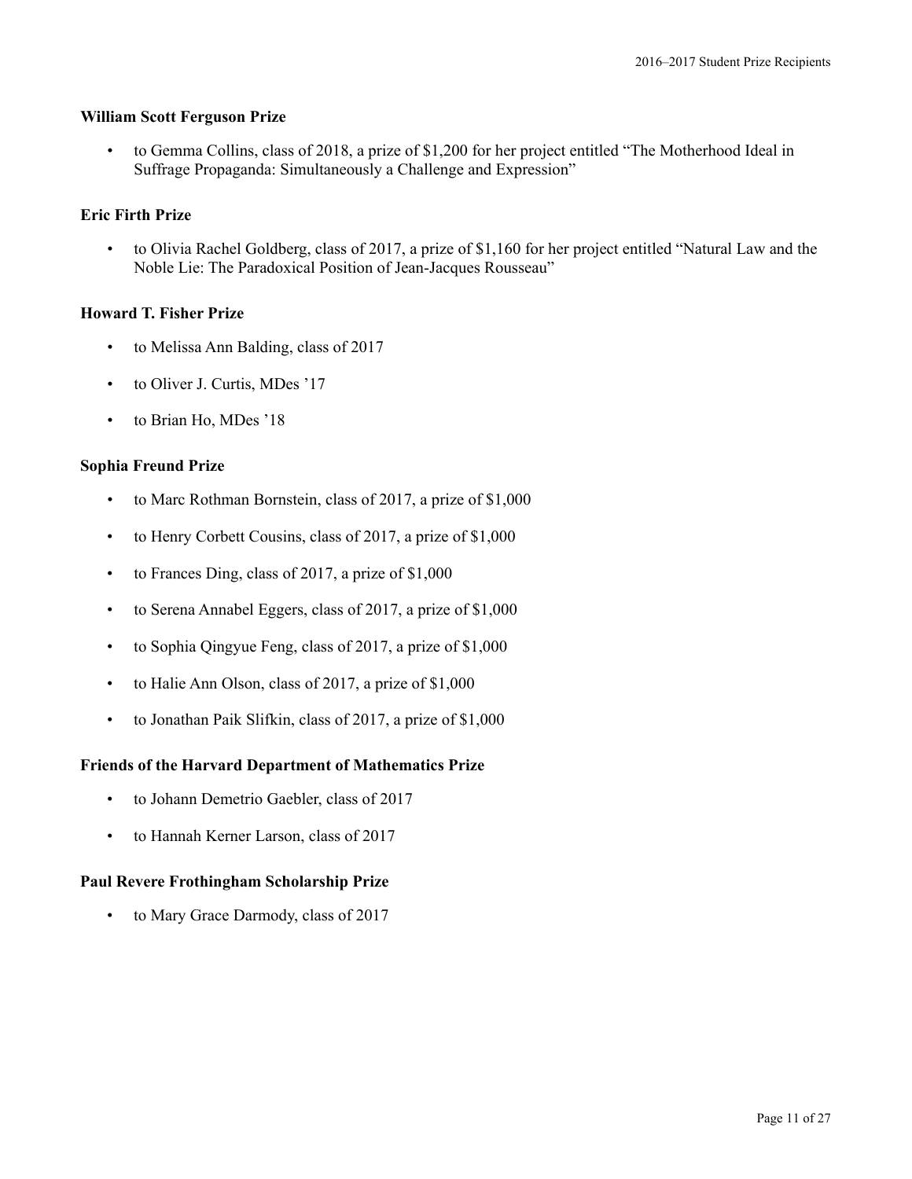**William Scott Ferguson Prize**

- to Gemma Collins, class of 2018, a prize of $1,200 for her project entitled “The Motherhood Ideal in Suffrage Propaganda: Simultaneously a Challenge and Expression”

**Eric Firth Prize**

- to Olivia Rachel Goldberg, class of 2017, a prize of $1,160 for her project entitled “Natural Law and the Noble Lie: The Paradoxical Position of Jean-Jacques Rousseau”

**Howard T. Fisher Prize**

- to Melissa Ann Balding, class of 2017
- to Oliver J. Curtis, MDes ’17
- to Brian Ho, MDes ’18

**Sophia Freund Prize**

- to Marc Rothman Bornstein, class of 2017, a prize of $1,000
- to Henry Corbett Cousins, class of 2017, a prize of $1,000
- to Frances Ding, class of 2017, a prize of $1,000
- to Serena Annabel Eggers, class of 2017, a prize of $1,000
- to Sophia Qingyue Feng, class of 2017, a prize of $1,000
- to Halie Ann Olson, class of 2017, a prize of $1,000
- to Jonathan Paik Slifkin, class of 2017, a prize of $1,000

**Friends of the Harvard Department of Mathematics Prize**

- to Johann Demetrio Gaebler, class of 2017
- to Hannah Kerner Larson, class of 2017

**Paul Revere Frothingham Scholarship Prize**

- to Mary Grace Darmody, class of 2017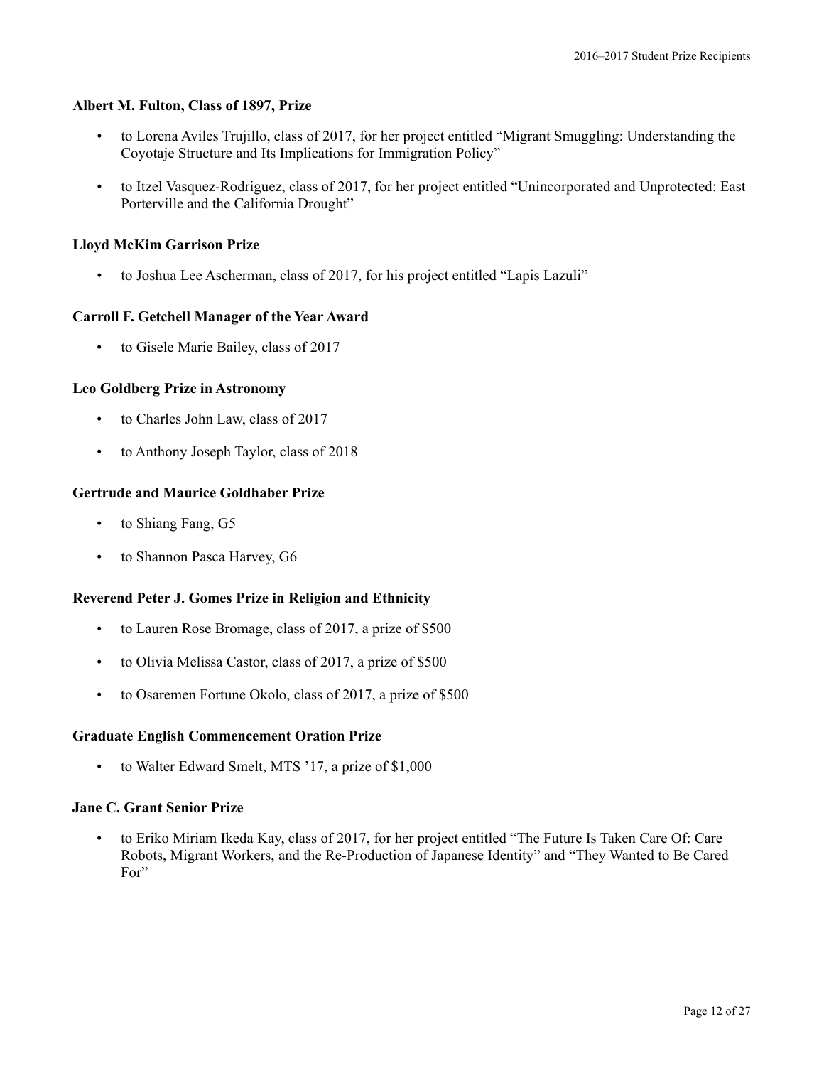**Albert M. Fulton, Class of 1897, Prize**

- to Lorena Aviles Trujillo, class of 2017, for her project entitled "Migrant Smuggling: Understanding the Coyotaje Structure and Its Implications for Immigration Policy"
- to Itzel Vasquez-Rodriguez, class of 2017, for her project entitled "Unincorporated and Unprotected: East Porterville and the California Drought"

**Lloyd McKim Garrison Prize**

- to Joshua Lee Ascherman, class of 2017, for his project entitled "Lapis Lazuli"

**Carroll F. Getchell Manager of the Year Award**

- to Gisele Marie Bailey, class of 2017

**Leo Goldberg Prize in Astronomy**

- to Charles John Law, class of 2017
- to Anthony Joseph Taylor, class of 2018

**Gertrude and Maurice Goldhaber Prize**

- to Shiang Fang, G5
- to Shannon Pasca Harvey, G6

**Reverend Peter J. Gomes Prize in Religion and Ethnicity**

- to Lauren Rose Bromage, class of 2017, a prize of $500
- to Olivia Melissa Castor, class of 2017, a prize of $500
- to Osaremen Fortune Okolo, class of 2017, a prize of $500

**Graduate English Commencement Oration Prize**

- to Walter Edward Smelt, MTS '17, a prize of $1,000

**Jane C. Grant Senior Prize**

- to Eriko Miriam Ikeda Kay, class of 2017, for her project entitled "The Future Is Taken Care Of: Care Robots, Migrant Workers, and the Re-Production of Japanese Identity" and "They Wanted to Be Cared For"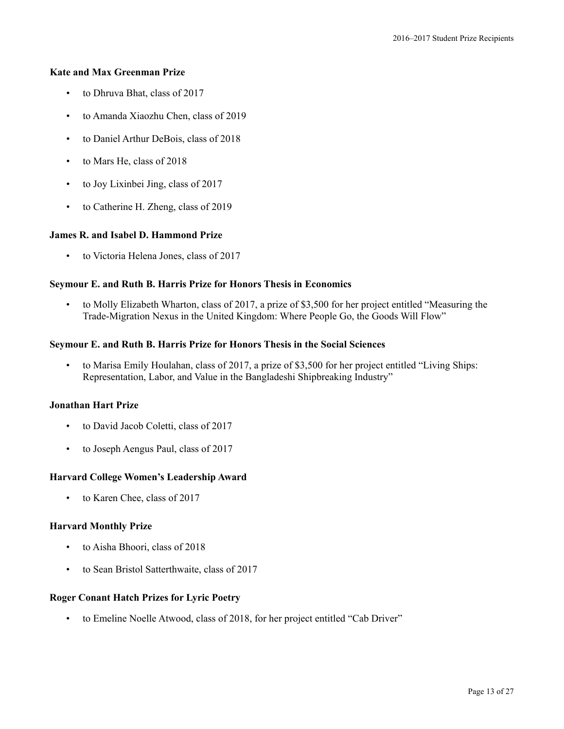**Kate and Max Greenman Prize**

- to Dhruva Bhat, class of 2017
- to Amanda Xiaozhu Chen, class of 2019
- to Daniel Arthur DeBois, class of 2018
- to Mars He, class of 2018
- to Joy Lixinbei Jing, class of 2017
- to Catherine H. Zheng, class of 2019

**James R. and Isabel D. Hammond Prize**

- to Victoria Helena Jones, class of 2017

**Seymour E. and Ruth B. Harris Prize for Honors Thesis in Economics**

- to Molly Elizabeth Wharton, class of 2017, a prize of $3,500 for her project entitled "Measuring the Trade-Migration Nexus in the United Kingdom: Where People Go, the Goods Will Flow"

**Seymour E. and Ruth B. Harris Prize for Honors Thesis in the Social Sciences**

- to Marisa Emily Houlahan, class of 2017, a prize of $3,500 for her project entitled "Living Ships: Representation, Labor, and Value in the Bangladeshi Shipbreaking Industry"

**Jonathan Hart Prize**

- to David Jacob Coletti, class of 2017
- to Joseph Aengus Paul, class of 2017

**Harvard College Women's Leadership Award**

- to Karen Chee, class of 2017

**Harvard Monthly Prize**

- to Aisha Bhoori, class of 2018
- to Sean Bristol Satterthwaite, class of 2017

**Roger Conant Hatch Prizes for Lyric Poetry**

- to Emeline Noelle Atwood, class of 2018, for her project entitled "Cab Driver"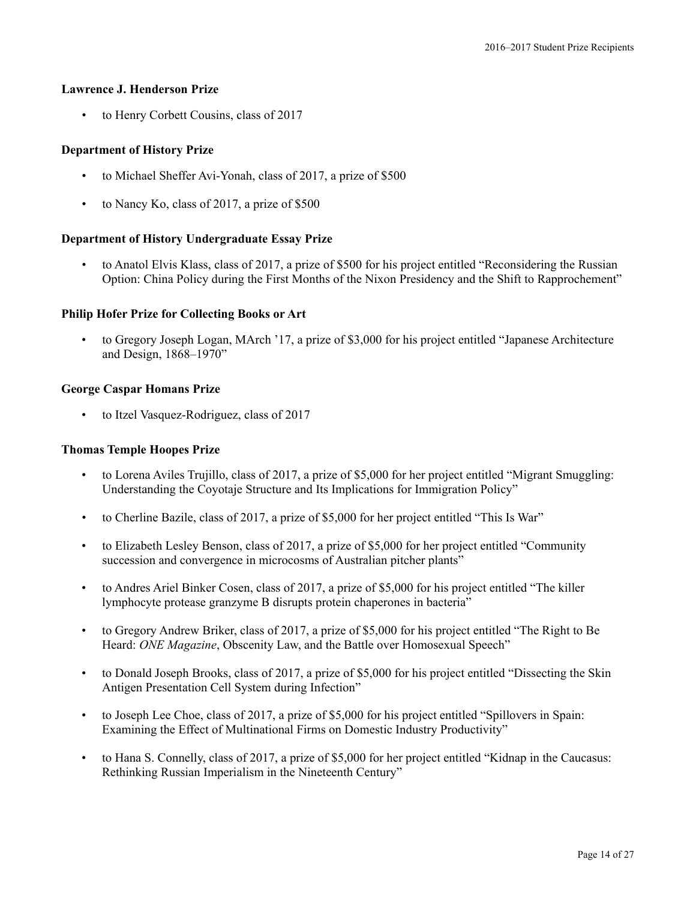**Lawrence J. Henderson Prize**

- to Henry Corbett Cousins, class of 2017

**Department of History Prize**

- to Michael Sheffer Avi-Yonah, class of 2017, a prize of $500
- to Nancy Ko, class of 2017, a prize of $500

**Department of History Undergraduate Essay Prize**

- to Anatol Elvis Klass, class of 2017, a prize of $500 for his project entitled "Reconsidering the Russian Option: China Policy during the First Months of the Nixon Presidency and the Shift to Rapprochement"

**Philip Hofer Prize for Collecting Books or Art**

- to Gregory Joseph Logan, MArch '17, a prize of $3,000 for his project entitled "Japanese Architecture and Design, 1868–1970"

**George Caspar Homans Prize**

- to Itzel Vasquez-Rodriguez, class of 2017

**Thomas Temple Hoopes Prize**

- to Lorena Aviles Trujillo, class of 2017, a prize of $5,000 for her project entitled "Migrant Smuggling: Understanding the Coyotaje Structure and Its Implications for Immigration Policy"
- to Cherline Bazile, class of 2017, a prize of $5,000 for her project entitled "This Is War"
- to Elizabeth Lesley Benson, class of 2017, a prize of $5,000 for her project entitled "Community succession and convergence in microcosms of Australian pitcher plants"
- to Andres Ariel Binker Cosen, class of 2017, a prize of $5,000 for his project entitled "The killer lymphocyte protease granzyme B disrupts protein chaperones in bacteria"
- to Gregory Andrew Briker, class of 2017, a prize of $5,000 for his project entitled "The Right to Be Heard: *ONE Magazine*, Obscenity Law, and the Battle over Homosexual Speech"
- to Donald Joseph Brooks, class of 2017, a prize of $5,000 for his project entitled "Dissecting the Skin Antigen Presentation Cell System during Infection"
- to Joseph Lee Choe, class of 2017, a prize of $5,000 for his project entitled "Spillovers in Spain: Examining the Effect of Multinational Firms on Domestic Industry Productivity"
- to Hana S. Connelly, class of 2017, a prize of $5,000 for her project entitled "Kidnap in the Caucasus: Rethinking Russian Imperialism in the Nineteenth Century"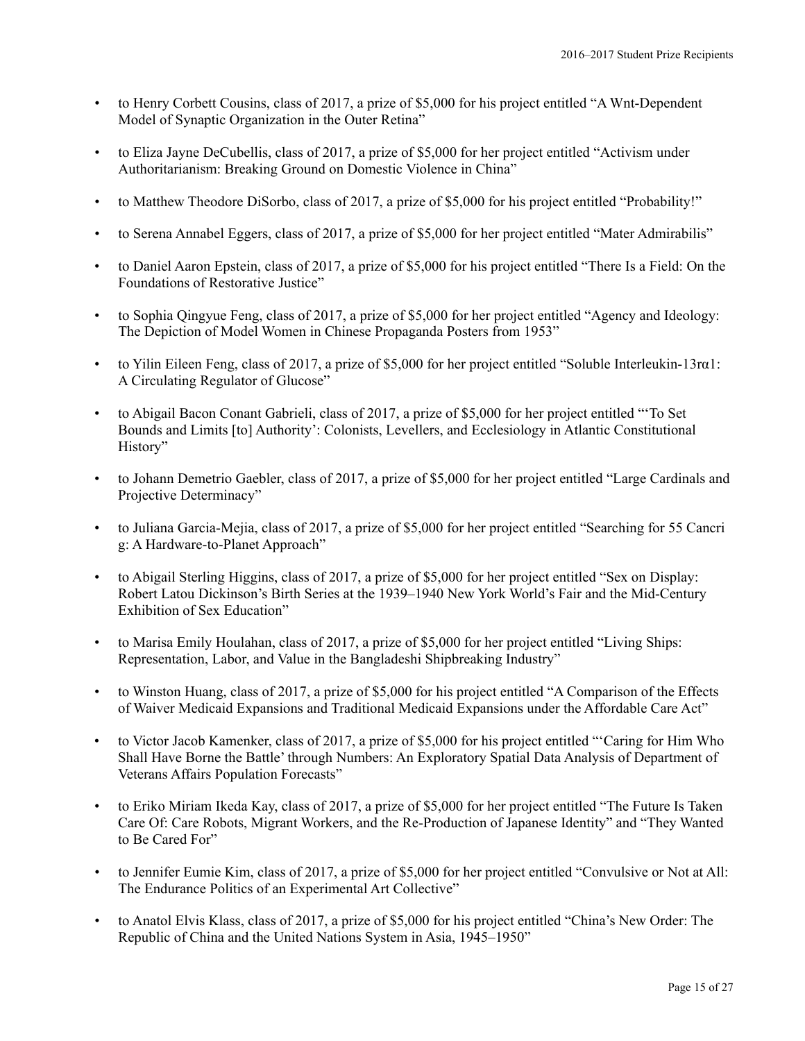- to Henry Corbett Cousins, class of 2017, a prize of $5,000 for his project entitled “A Wnt-Dependent Model of Synaptic Organization in the Outer Retina”

- to Eliza Jayne DeCubellis, class of 2017, a prize of $5,000 for her project entitled “Activism under Authoritarianism: Breaking Ground on Domestic Violence in China”

- to Matthew Theodore DiSorbo, class of 2017, a prize of $5,000 for his project entitled “Probability!”

- to Serena Annabel Eggers, class of 2017, a prize of $5,000 for her project entitled “Mater Admirabilis”

- to Daniel Aaron Epstein, class of 2017, a prize of $5,000 for his project entitled “There Is a Field: On the Foundations of Restorative Justice”

- to Sophia Qingyue Feng, class of 2017, a prize of $5,000 for her project entitled “Agency and Ideology: The Depiction of Model Women in Chinese Propaganda Posters from 1953”

- to Yilin Eileen Feng, class of 2017, a prize of $5,000 for her project entitled “Soluble Interleukin-13rα1: A Circulating Regulator of Glucose”

- to Abigail Bacon Conant Gabrieli, class of 2017, a prize of $5,000 for her project entitled “‘To Set Bounds and Limits [to] Authority’: Colonists, Levellers, and Ecclesiology in Atlantic Constitutional History”

- to Johann Demetrio Gaebler, class of 2017, a prize of $5,000 for her project entitled “Large Cardinals and Projective Determinacy”

- to Juliana Garcia-Mejia, class of 2017, a prize of $5,000 for her project entitled “Searching for 55 Cancri g: A Hardware-to-Planet Approach”

- to Abigail Sterling Higgins, class of 2017, a prize of $5,000 for her project entitled “Sex on Display: Robert Latou Dickinson’s Birth Series at the 1939–1940 New York World’s Fair and the Mid-Century Exhibition of Sex Education”

- to Marisa Emily Houlahan, class of 2017, a prize of $5,000 for her project entitled “Living Ships: Representation, Labor, and Value in the Bangladeshi Shipbreaking Industry”

- to Winston Huang, class of 2017, a prize of $5,000 for his project entitled “A Comparison of the Effects of Waiver Medicaid Expansions and Traditional Medicaid Expansions under the Affordable Care Act”

- to Victor Jacob Kamenker, class of 2017, a prize of $5,000 for his project entitled “‘Caring for Him Who Shall Have Borne the Battle’ through Numbers: An Exploratory Spatial Data Analysis of Department of Veterans Affairs Population Forecasts”

- to Eriko Miriam Ikeda Kay, class of 2017, a prize of $5,000 for her project entitled “The Future Is Taken Care Of: Care Robots, Migrant Workers, and the Re-Production of Japanese Identity” and “They Wanted to Be Cared For”

- to Jennifer Eumie Kim, class of 2017, a prize of $5,000 for her project entitled “Convulsive or Not at All: The Endurance Politics of an Experimental Art Collective”

- to Anatol Elvis Klass, class of 2017, a prize of $5,000 for his project entitled “China’s New Order: The Republic of China and the United Nations System in Asia, 1945–1950”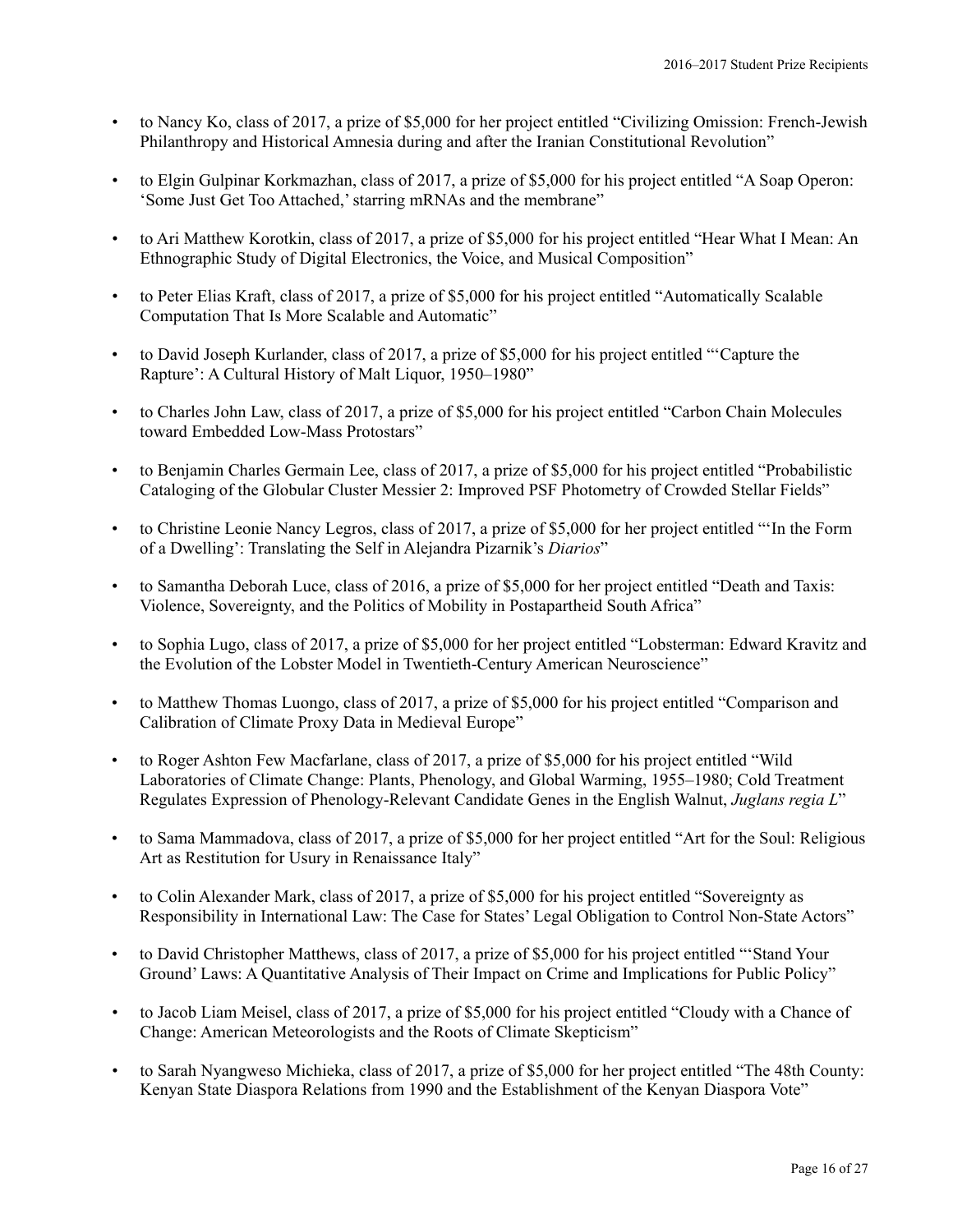- to Nancy Ko, class of 2017, a prize of $5,000 for her project entitled “Civilizing Omission: French-Jewish Philanthropy and Historical Amnesia during and after the Iranian Constitutional Revolution”

- to Elgin Gulpinar Korkmazhan, class of 2017, a prize of $5,000 for his project entitled “A Soap Operon: ‘Some Just Get Too Attached,’ starring mRNAs and the membrane”

- to Ari Matthew Korotkin, class of 2017, a prize of $5,000 for his project entitled “Hear What I Mean: An Ethnographic Study of Digital Electronics, the Voice, and Musical Composition”

- to Peter Elias Kraft, class of 2017, a prize of $5,000 for his project entitled “Automatically Scalable Computation That Is More Scalable and Automatic”

- to David Joseph Kurlander, class of 2017, a prize of $5,000 for his project entitled “‘Capture the Rapture’: A Cultural History of Malt Liquor, 1950–1980”

- to Charles John Law, class of 2017, a prize of $5,000 for his project entitled “Carbon Chain Molecules toward Embedded Low-Mass Protostars”

- to Benjamin Charles Germain Lee, class of 2017, a prize of $5,000 for his project entitled “Probabilistic Cataloging of the Globular Cluster Messier 2: Improved PSF Photometry of Crowded Stellar Fields”

- to Christine Leonie Nancy Legros, class of 2017, a prize of $5,000 for her project entitled “‘In the Form of a Dwelling’: Translating the Self in Alejandra Pizarnik’s *Diarios*”

- to Samantha Deborah Luce, class of 2016, a prize of $5,000 for her project entitled “Death and Taxis: Violence, Sovereignty, and the Politics of Mobility in Postapartheid South Africa”

- to Sophia Lugo, class of 2017, a prize of $5,000 for her project entitled “Lobsterman: Edward Kravitz and the Evolution of the Lobster Model in Twentieth-Century American Neuroscience”

- to Matthew Thomas Luongo, class of 2017, a prize of $5,000 for his project entitled “Comparison and Calibration of Climate Proxy Data in Medieval Europe”

- to Roger Ashton Few Macfarlane, class of 2017, a prize of $5,000 for his project entitled “Wild Laboratories of Climate Change: Plants, Phenology, and Global Warming, 1955–1980; Cold Treatment Regulates Expression of Phenology-Relevant Candidate Genes in the English Walnut, *Juglans regia L*”

- to Sama Mammadova, class of 2017, a prize of $5,000 for her project entitled “Art for the Soul: Religious Art as Restitution for Usury in Renaissance Italy”

- to Colin Alexander Mark, class of 2017, a prize of $5,000 for his project entitled “Sovereignty as Responsibility in International Law: The Case for States’ Legal Obligation to Control Non-State Actors”

- to David Christopher Matthews, class of 2017, a prize of $5,000 for his project entitled “‘Stand Your Ground’ Laws: A Quantitative Analysis of Their Impact on Crime and Implications for Public Policy”

- to Jacob Liam Meisel, class of 2017, a prize of $5,000 for his project entitled “Cloudy with a Chance of Change: American Meteorologists and the Roots of Climate Skepticism”

- to Sarah Nyangweso Michieka, class of 2017, a prize of $5,000 for her project entitled “The 48th County: Kenyan State Diaspora Relations from 1990 and the Establishment of the Kenyan Diaspora Vote”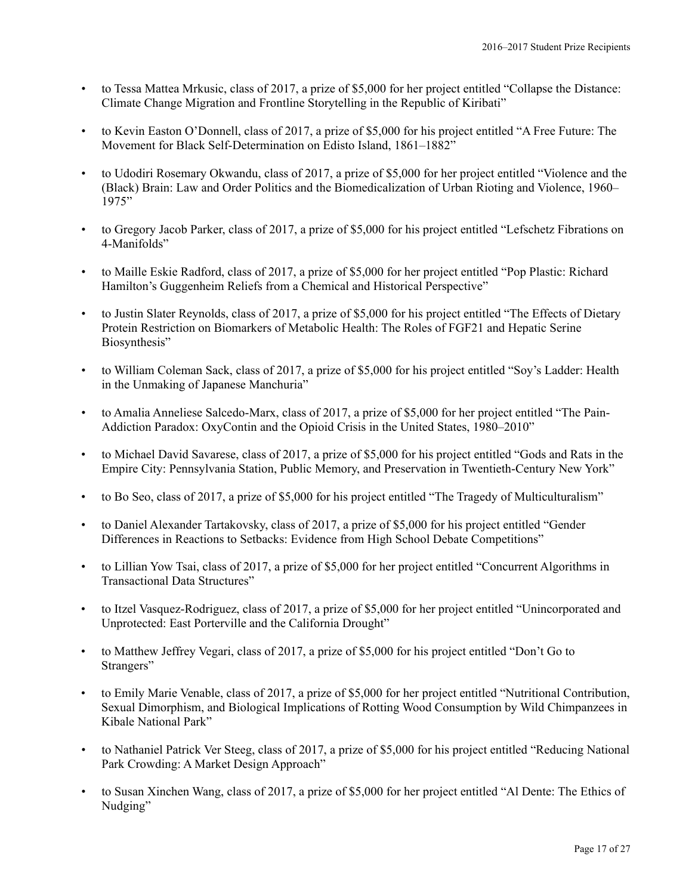- to Tessa Mattea Mrkusic, class of 2017, a prize of $5,000 for her project entitled "Collapse the Distance: Climate Change Migration and Frontline Storytelling in the Republic of Kiribati"

- to Kevin Easton O'Donnell, class of 2017, a prize of $5,000 for his project entitled "A Free Future: The Movement for Black Self-Determination on Edisto Island, 1861–1882"

- to Udodiri Rosemary Okwandu, class of 2017, a prize of $5,000 for her project entitled "Violence and the (Black) Brain: Law and Order Politics and the Biomedicalization of Urban Rioting and Violence, 1960–1975"

- to Gregory Jacob Parker, class of 2017, a prize of $5,000 for his project entitled "Lefschetz Fibrations on 4-Manifolds"

- to Maille Eskie Radford, class of 2017, a prize of $5,000 for her project entitled "Pop Plastic: Richard Hamilton's Guggenheim Reliefs from a Chemical and Historical Perspective"

- to Justin Slater Reynolds, class of 2017, a prize of $5,000 for his project entitled "The Effects of Dietary Protein Restriction on Biomarkers of Metabolic Health: The Roles of FGF21 and Hepatic Serine Biosynthesis"

- to William Coleman Sack, class of 2017, a prize of $5,000 for his project entitled "Soy's Ladder: Health in the Unmaking of Japanese Manchuria"

- to Amalia Anneliese Salcedo-Marx, class of 2017, a prize of $5,000 for her project entitled "The Pain-Addiction Paradox: OxyContin and the Opioid Crisis in the United States, 1980–2010"

- to Michael David Savarese, class of 2017, a prize of $5,000 for his project entitled "Gods and Rats in the Empire City: Pennsylvania Station, Public Memory, and Preservation in Twentieth-Century New York"

- to Bo Seo, class of 2017, a prize of $5,000 for his project entitled "The Tragedy of Multiculturalism"

- to Daniel Alexander Tartakovsky, class of 2017, a prize of $5,000 for his project entitled "Gender Differences in Reactions to Setbacks: Evidence from High School Debate Competitions"

- to Lillian Yow Tsai, class of 2017, a prize of $5,000 for her project entitled "Concurrent Algorithms in Transactional Data Structures"

- to Itzel Vasquez-Rodriguez, class of 2017, a prize of $5,000 for her project entitled "Unincorporated and Unprotected: East Porterville and the California Drought"

- to Matthew Jeffrey Vegari, class of 2017, a prize of $5,000 for his project entitled "Don't Go to Strangers"

- to Emily Marie Venable, class of 2017, a prize of $5,000 for her project entitled "Nutritional Contribution, Sexual Dimorphism, and Biological Implications of Rotting Wood Consumption by Wild Chimpanzees in Kibale National Park"

- to Nathaniel Patrick Ver Steeg, class of 2017, a prize of $5,000 for his project entitled "Reducing National Park Crowding: A Market Design Approach"

- to Susan Xinchen Wang, class of 2017, a prize of $5,000 for her project entitled "Al Dente: The Ethics of Nudging"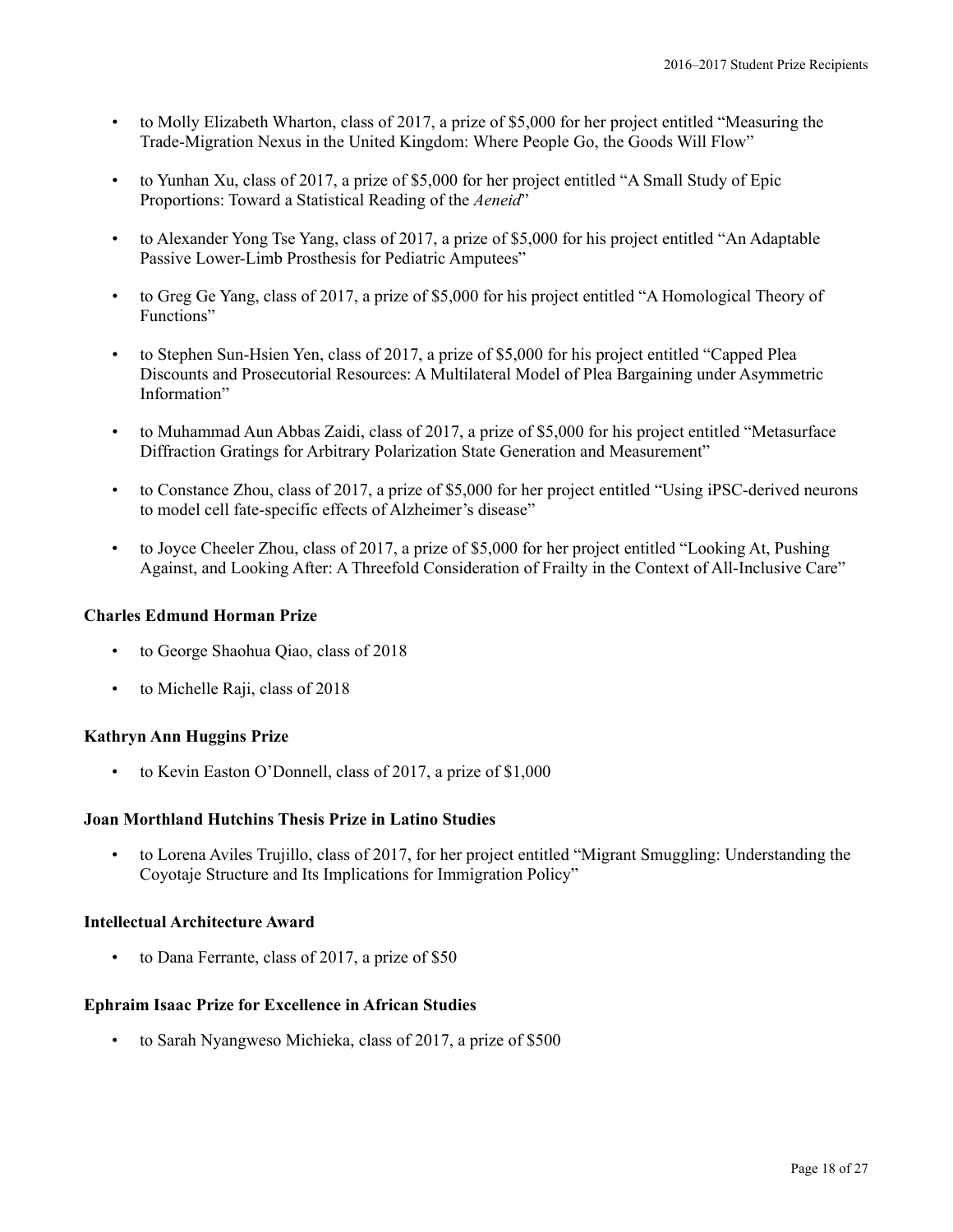- to Molly Elizabeth Wharton, class of 2017, a prize of $5,000 for her project entitled "Measuring the Trade-Migration Nexus in the United Kingdom: Where People Go, the Goods Will Flow"
- to Yunhan Xu, class of 2017, a prize of $5,000 for her project entitled "A Small Study of Epic Proportions: Toward a Statistical Reading of the *Aeneid*"
- to Alexander Yong Tse Yang, class of 2017, a prize of $5,000 for his project entitled "An Adaptable Passive Lower-Limb Prosthesis for Pediatric Amputees"
- to Greg Ge Yang, class of 2017, a prize of $5,000 for his project entitled "A Homological Theory of Functions"
- to Stephen Sun-Hsien Yen, class of 2017, a prize of $5,000 for his project entitled "Capped Plea Discounts and Prosecutorial Resources: A Multilateral Model of Plea Bargaining under Asymmetric Information"
- to Muhammad Aun Abbas Zaidi, class of 2017, a prize of $5,000 for his project entitled "Metasurface Diffraction Gratings for Arbitrary Polarization State Generation and Measurement"
- to Constance Zhou, class of 2017, a prize of $5,000 for her project entitled "Using iPSC-derived neurons to model cell fate-specific effects of Alzheimer's disease"
- to Joyce Cheeler Zhou, class of 2017, a prize of $5,000 for her project entitled "Looking At, Pushing Against, and Looking After: A Threefold Consideration of Frailty in the Context of All-Inclusive Care"

**Charles Edmund Horman Prize**

- to George Shaohua Qiao, class of 2018
- to Michelle Raji, class of 2018

**Kathryn Ann Huggins Prize**

- to Kevin Easton O'Donnell, class of 2017, a prize of $1,000

**Joan Morthland Hutchins Thesis Prize in Latino Studies**

- to Lorena Aviles Trujillo, class of 2017, for her project entitled "Migrant Smuggling: Understanding the Coyotaje Structure and Its Implications for Immigration Policy"

**Intellectual Architecture Award**

- to Dana Ferrante, class of 2017, a prize of $50

**Ephraim Isaac Prize for Excellence in African Studies**

- to Sarah Nyangweso Michieka, class of 2017, a prize of $500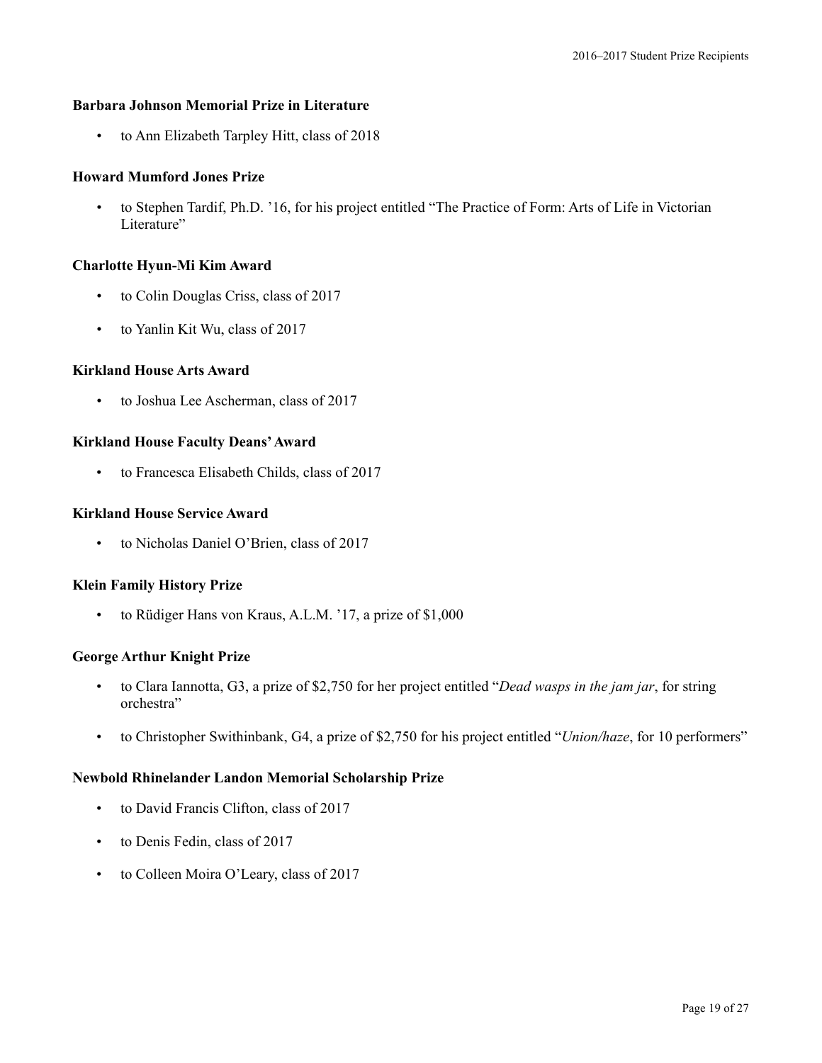**Barbara Johnson Memorial Prize in Literature**

- to Ann Elizabeth Tarpley Hitt, class of 2018

**Howard Mumford Jones Prize**

- to Stephen Tardif, Ph.D. '16, for his project entitled "The Practice of Form: Arts of Life in Victorian Literature"

**Charlotte Hyun-Mi Kim Award**

- to Colin Douglas Criss, class of 2017
- to Yanlin Kit Wu, class of 2017

**Kirkland House Arts Award**

- to Joshua Lee Ascherman, class of 2017

**Kirkland House Faculty Deans' Award**

- to Francesca Elisabeth Childs, class of 2017

**Kirkland House Service Award**

- to Nicholas Daniel O'Brien, class of 2017

**Klein Family History Prize**

- to Rüdiger Hans von Kraus, A.L.M. '17, a prize of $1,000

**George Arthur Knight Prize**

- to Clara Iannotta, G3, a prize of $2,750 for her project entitled "*Dead wasps in the jam jar*, for string orchestra"
- to Christopher Swithinbank, G4, a prize of $2,750 for his project entitled "*Union/haze*, for 10 performers"

**Newbold Rhinelander Landon Memorial Scholarship Prize**

- to David Francis Clifton, class of 2017
- to Denis Fedin, class of 2017
- to Colleen Moira O'Leary, class of 2017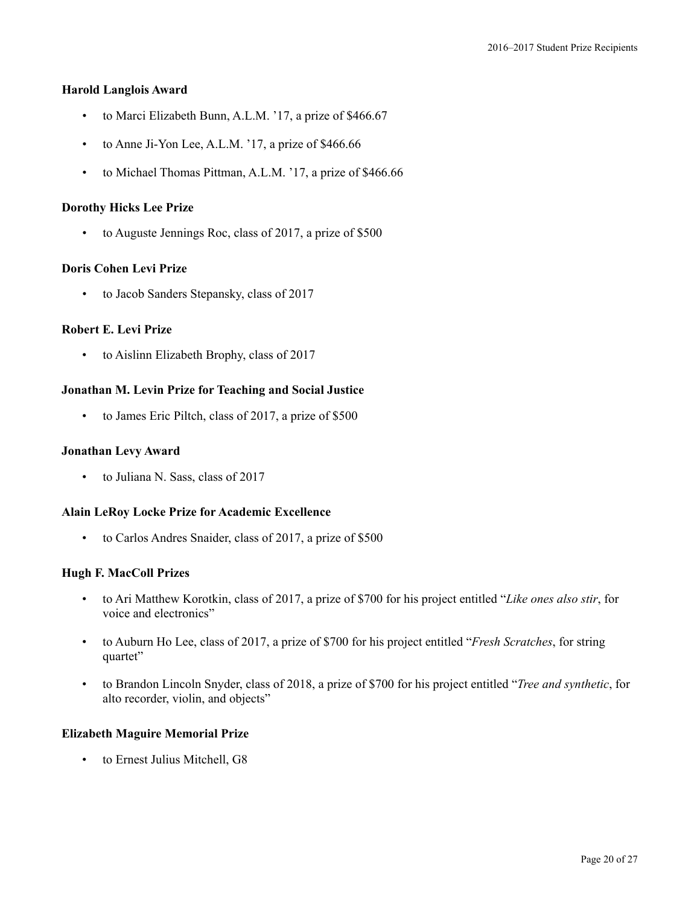### Harold Langlois Award

- to Marci Elizabeth Bunn, A.L.M. '17, a prize of $466.67
- to Anne Ji-Yon Lee, A.L.M. '17, a prize of $466.66
- to Michael Thomas Pittman, A.L.M. '17, a prize of $466.66

### Dorothy Hicks Lee Prize

- to Auguste Jennings Roc, class of 2017, a prize of $500

### Doris Cohen Levi Prize

- to Jacob Sanders Stepansky, class of 2017

### Robert E. Levi Prize

- to Aislinn Elizabeth Brophy, class of 2017

### Jonathan M. Levin Prize for Teaching and Social Justice

- to James Eric Piltch, class of 2017, a prize of $500

### Jonathan Levy Award

- to Juliana N. Sass, class of 2017

### Alain LeRoy Locke Prize for Academic Excellence

- to Carlos Andres Snaider, class of 2017, a prize of $500

### Hugh F. MacColl Prizes

- to Ari Matthew Korotkin, class of 2017, a prize of $700 for his project entitled "*Like ones also stir*, for voice and electronics"
- to Auburn Ho Lee, class of 2017, a prize of $700 for his project entitled "*Fresh Scratches*, for string quartet"
- to Brandon Lincoln Snyder, class of 2018, a prize of $700 for his project entitled "*Tree and synthetic*, for alto recorder, violin, and objects"

### Elizabeth Maguire Memorial Prize

- to Ernest Julius Mitchell, G8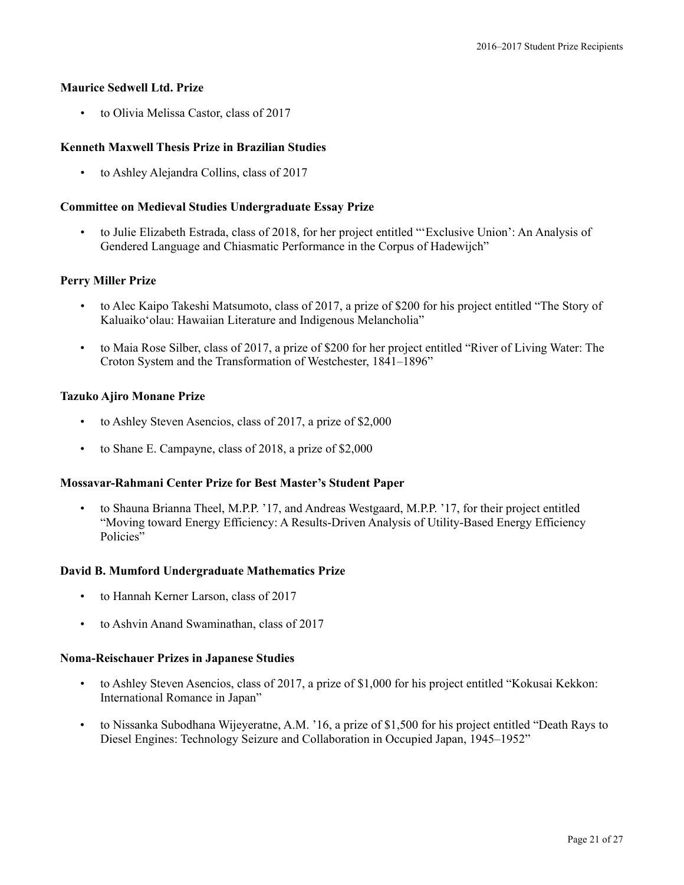**Maurice Sedwell Ltd. Prize**

- to Olivia Melissa Castor, class of 2017

**Kenneth Maxwell Thesis Prize in Brazilian Studies**

- to Ashley Alejandra Collins, class of 2017

**Committee on Medieval Studies Undergraduate Essay Prize**

- to Julie Elizabeth Estrada, class of 2018, for her project entitled "'Exclusive Union': An Analysis of Gendered Language and Chiasmatic Performance in the Corpus of Hadewijch"

**Perry Miller Prize**

- to Alec Kaipo Takeshi Matsumoto, class of 2017, a prize of $200 for his project entitled "The Story of Kaluaikoʻolau: Hawaiian Literature and Indigenous Melancholia"

- to Maia Rose Silber, class of 2017, a prize of $200 for her project entitled "River of Living Water: The Croton System and the Transformation of Westchester, 1841–1896"

**Tazuko Ajiro Monane Prize**

- to Ashley Steven Asencios, class of 2017, a prize of $2,000

- to Shane E. Campayne, class of 2018, a prize of $2,000

**Mossavar-Rahmani Center Prize for Best Master's Student Paper**

- to Shauna Brianna Theel, M.P.P. '17, and Andreas Westgaard, M.P.P. '17, for their project entitled "Moving toward Energy Efficiency: A Results-Driven Analysis of Utility-Based Energy Efficiency Policies"

**David B. Mumford Undergraduate Mathematics Prize**

- to Hannah Kerner Larson, class of 2017

- to Ashvin Anand Swaminathan, class of 2017

**Noma-Reischauer Prizes in Japanese Studies**

- to Ashley Steven Asencios, class of 2017, a prize of $1,000 for his project entitled "Kokusai Kekkon: International Romance in Japan"

- to Nissanka Subodhana Wijeyeratne, A.M. '16, a prize of $1,500 for his project entitled "Death Rays to Diesel Engines: Technology Seizure and Collaboration in Occupied Japan, 1945–1952"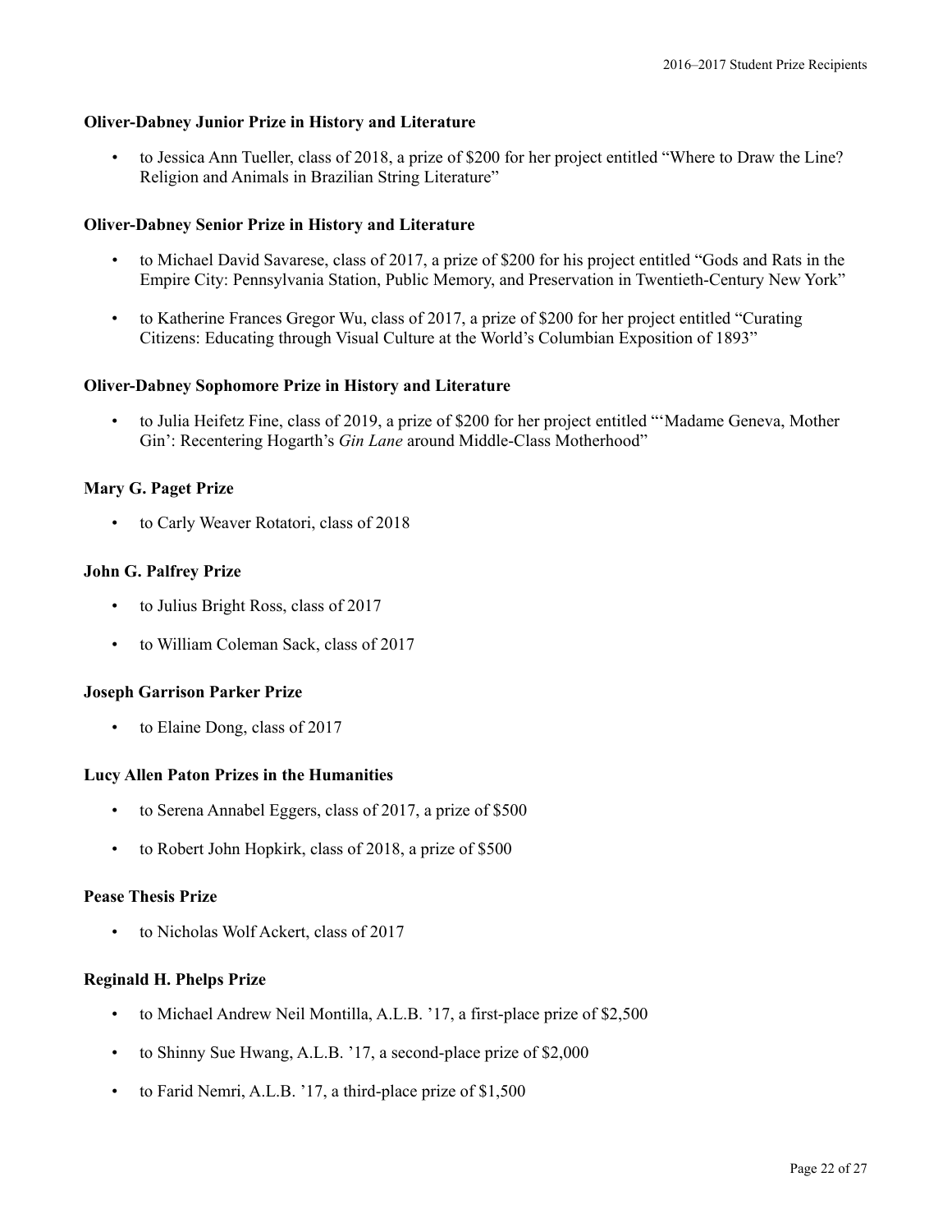**Oliver-Dabney Junior Prize in History and Literature**

- to Jessica Ann Tueller, class of 2018, a prize of $200 for her project entitled "Where to Draw the Line? Religion and Animals in Brazilian String Literature"

**Oliver-Dabney Senior Prize in History and Literature**

- to Michael David Savarese, class of 2017, a prize of $200 for his project entitled "Gods and Rats in the Empire City: Pennsylvania Station, Public Memory, and Preservation in Twentieth-Century New York"
- to Katherine Frances Gregor Wu, class of 2017, a prize of $200 for her project entitled "Curating Citizens: Educating through Visual Culture at the World's Columbian Exposition of 1893"

**Oliver-Dabney Sophomore Prize in History and Literature**

- to Julia Heifetz Fine, class of 2019, a prize of $200 for her project entitled "'Madame Geneva, Mother Gin': Recentering Hogarth's *Gin Lane* around Middle-Class Motherhood"

**Mary G. Paget Prize**

- to Carly Weaver Rotatori, class of 2018

**John G. Palfrey Prize**

- to Julius Bright Ross, class of 2017
- to William Coleman Sack, class of 2017

**Joseph Garrison Parker Prize**

- to Elaine Dong, class of 2017

**Lucy Allen Paton Prizes in the Humanities**

- to Serena Annabel Eggers, class of 2017, a prize of $500
- to Robert John Hopkirk, class of 2018, a prize of $500

**Pease Thesis Prize**

- to Nicholas Wolf Ackert, class of 2017

**Reginald H. Phelps Prize**

- to Michael Andrew Neil Montilla, A.L.B. '17, a first-place prize of $2,500
- to Shinny Sue Hwang, A.L.B. '17, a second-place prize of $2,000
- to Farid Nemri, A.L.B. '17, a third-place prize of $1,500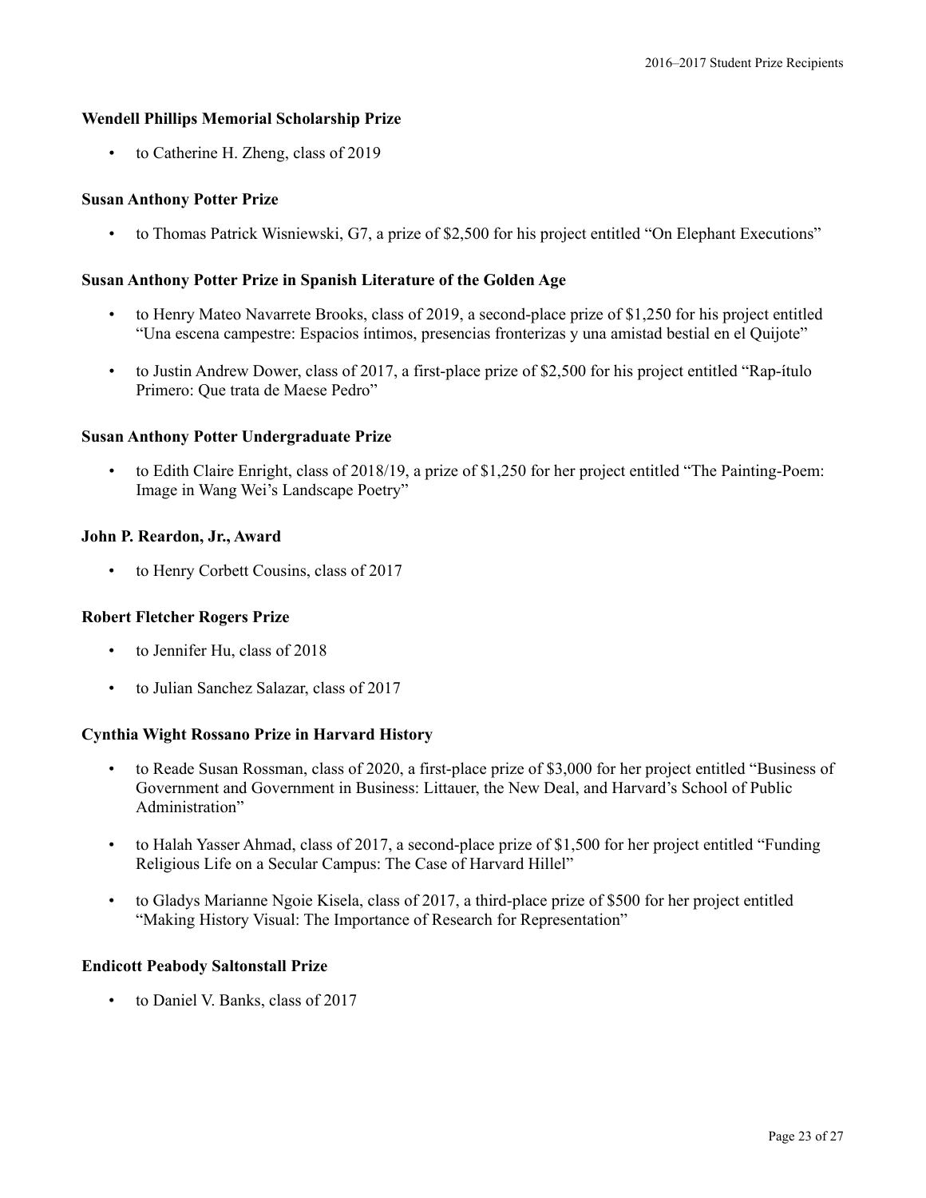**Wendell Phillips Memorial Scholarship Prize**

- to Catherine H. Zheng, class of 2019

**Susan Anthony Potter Prize**

- to Thomas Patrick Wisniewski, G7, a prize of $2,500 for his project entitled "On Elephant Executions"

**Susan Anthony Potter Prize in Spanish Literature of the Golden Age**

- to Henry Mateo Navarrete Brooks, class of 2019, a second-place prize of $1,250 for his project entitled "Una escena campestre: Espacios íntimos, presencias fronterizas y una amistad bestial en el Quijote"
- to Justin Andrew Dower, class of 2017, a first-place prize of $2,500 for his project entitled "Rap-ítulo Primero: Que trata de Maese Pedro"

**Susan Anthony Potter Undergraduate Prize**

- to Edith Claire Enright, class of 2018/19, a prize of $1,250 for her project entitled "The Painting-Poem: Image in Wang Wei's Landscape Poetry"

**John P. Reardon, Jr., Award**

- to Henry Corbett Cousins, class of 2017

**Robert Fletcher Rogers Prize**

- to Jennifer Hu, class of 2018
- to Julian Sanchez Salazar, class of 2017

**Cynthia Wight Rossano Prize in Harvard History**

- to Reade Susan Rossman, class of 2020, a first-place prize of $3,000 for her project entitled "Business of Government and Government in Business: Littauer, the New Deal, and Harvard's School of Public Administration"
- to Halah Yasser Ahmad, class of 2017, a second-place prize of $1,500 for her project entitled "Funding Religious Life on a Secular Campus: The Case of Harvard Hillel"
- to Gladys Marianne Ngoie Kisela, class of 2017, a third-place prize of $500 for her project entitled "Making History Visual: The Importance of Research for Representation"

**Endicott Peabody Saltonstall Prize**

- to Daniel V. Banks, class of 2017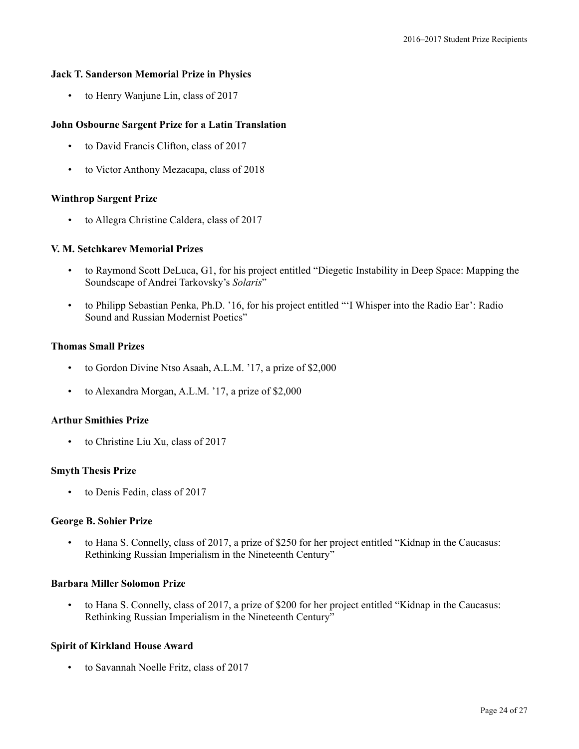**Jack T. Sanderson Memorial Prize in Physics**

- to Henry Wanjune Lin, class of 2017

**John Osbourne Sargent Prize for a Latin Translation**

- to David Francis Clifton, class of 2017
- to Victor Anthony Mezacapa, class of 2018

**Winthrop Sargent Prize**

- to Allegra Christine Caldera, class of 2017

**V. M. Setchkarev Memorial Prizes**

- to Raymond Scott DeLuca, G1, for his project entitled "Diegetic Instability in Deep Space: Mapping the Soundscape of Andrei Tarkovsky's *Solaris*"
- to Philipp Sebastian Penka, Ph.D. '16, for his project entitled "'I Whisper into the Radio Ear': Radio Sound and Russian Modernist Poetics"

**Thomas Small Prizes**

- to Gordon Divine Ntso Asaah, A.L.M. '17, a prize of $2,000
- to Alexandra Morgan, A.L.M. '17, a prize of $2,000

**Arthur Smithies Prize**

- to Christine Liu Xu, class of 2017

**Smyth Thesis Prize**

- to Denis Fedin, class of 2017

**George B. Sohier Prize**

- to Hana S. Connelly, class of 2017, a prize of $250 for her project entitled "Kidnap in the Caucasus: Rethinking Russian Imperialism in the Nineteenth Century"

**Barbara Miller Solomon Prize**

- to Hana S. Connelly, class of 2017, a prize of $200 for her project entitled "Kidnap in the Caucasus: Rethinking Russian Imperialism in the Nineteenth Century"

**Spirit of Kirkland House Award**

- to Savannah Noelle Fritz, class of 2017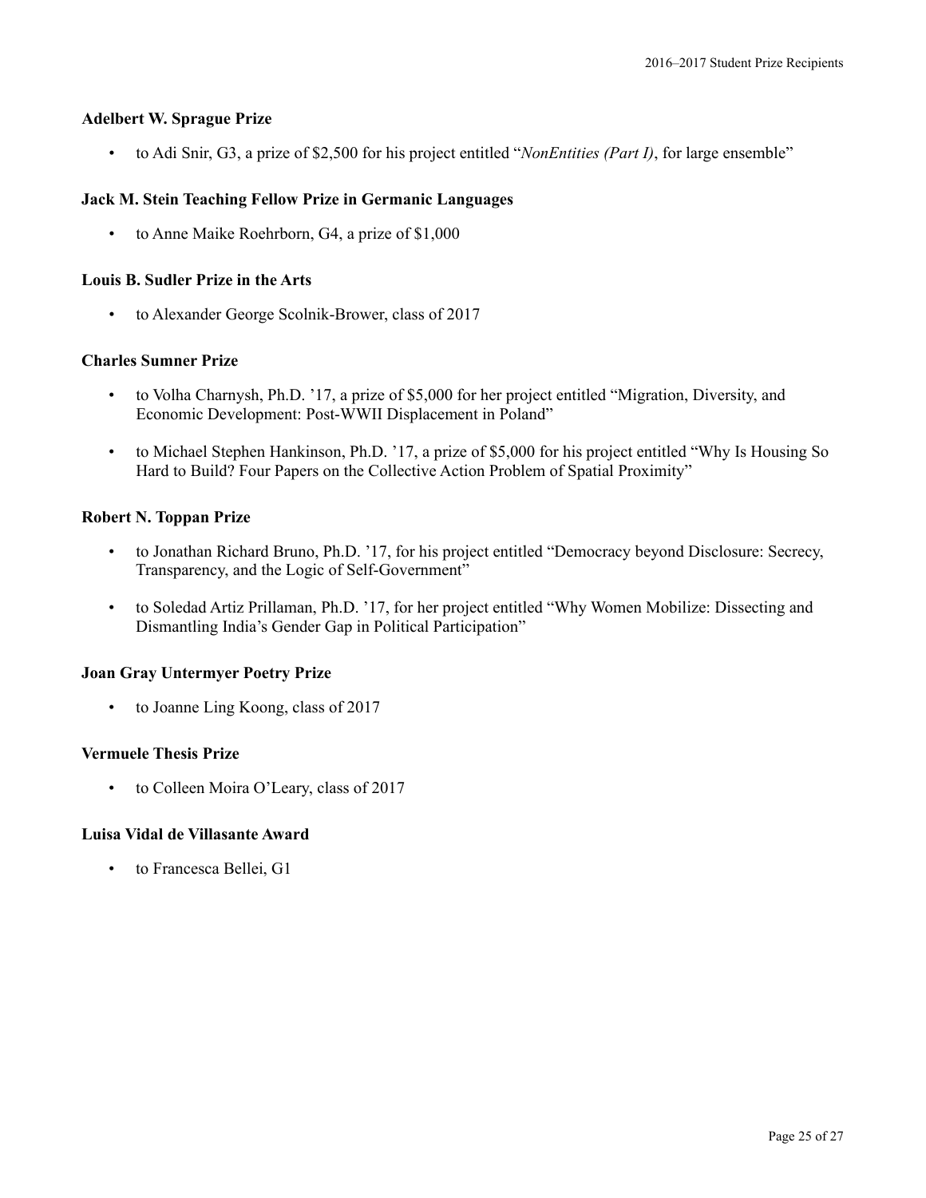**Adelbert W. Sprague Prize**

- to Adi Snir, G3, a prize of $2,500 for his project entitled "*NonEntities (Part I)*, for large ensemble"

**Jack M. Stein Teaching Fellow Prize in Germanic Languages**

- to Anne Maike Roehrborn, G4, a prize of $1,000

**Louis B. Sudler Prize in the Arts**

- to Alexander George Scolnik-Brower, class of 2017

**Charles Sumner Prize**

- to Volha Charnysh, Ph.D. '17, a prize of $5,000 for her project entitled "Migration, Diversity, and Economic Development: Post-WWII Displacement in Poland"
- to Michael Stephen Hankinson, Ph.D. '17, a prize of $5,000 for his project entitled "Why Is Housing So Hard to Build? Four Papers on the Collective Action Problem of Spatial Proximity"

**Robert N. Toppan Prize**

- to Jonathan Richard Bruno, Ph.D. '17, for his project entitled "Democracy beyond Disclosure: Secrecy, Transparency, and the Logic of Self-Government"
- to Soledad Artiz Prillaman, Ph.D. '17, for her project entitled "Why Women Mobilize: Dissecting and Dismantling India's Gender Gap in Political Participation"

**Joan Gray Untermyer Poetry Prize**

- to Joanne Ling Koong, class of 2017

**Vermuele Thesis Prize**

- to Colleen Moira O'Leary, class of 2017

**Luisa Vidal de Villasante Award**

- to Francesca Bellei, G1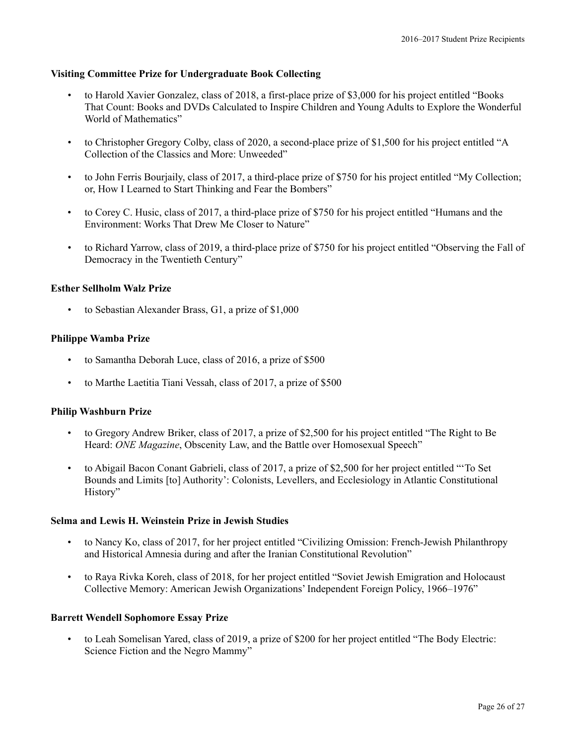**Visiting Committee Prize for Undergraduate Book Collecting**

- to Harold Xavier Gonzalez, class of 2018, a first-place prize of $3,000 for his project entitled "Books That Count: Books and DVDs Calculated to Inspire Children and Young Adults to Explore the Wonderful World of Mathematics"
- to Christopher Gregory Colby, class of 2020, a second-place prize of $1,500 for his project entitled "A Collection of the Classics and More: Unweeded"
- to John Ferris Bourjaily, class of 2017, a third-place prize of $750 for his project entitled "My Collection; or, How I Learned to Start Thinking and Fear the Bombers"
- to Corey C. Husic, class of 2017, a third-place prize of $750 for his project entitled "Humans and the Environment: Works That Drew Me Closer to Nature"
- to Richard Yarrow, class of 2019, a third-place prize of $750 for his project entitled "Observing the Fall of Democracy in the Twentieth Century"

**Esther Sellholm Walz Prize**

- to Sebastian Alexander Brass, G1, a prize of $1,000

**Philippe Wamba Prize**

- to Samantha Deborah Luce, class of 2016, a prize of $500
- to Marthe Laetitia Tiani Vessah, class of 2017, a prize of $500

**Philip Washburn Prize**

- to Gregory Andrew Briker, class of 2017, a prize of $2,500 for his project entitled "The Right to Be Heard: *ONE Magazine*, Obscenity Law, and the Battle over Homosexual Speech"
- to Abigail Bacon Conant Gabrieli, class of 2017, a prize of $2,500 for her project entitled "'To Set Bounds and Limits [to] Authority': Colonists, Levellers, and Ecclesiology in Atlantic Constitutional History"

**Selma and Lewis H. Weinstein Prize in Jewish Studies**

- to Nancy Ko, class of 2017, for her project entitled "Civilizing Omission: French-Jewish Philanthropy and Historical Amnesia during and after the Iranian Constitutional Revolution"
- to Raya Rivka Koreh, class of 2018, for her project entitled "Soviet Jewish Emigration and Holocaust Collective Memory: American Jewish Organizations' Independent Foreign Policy, 1966–1976"

**Barrett Wendell Sophomore Essay Prize**

- to Leah Somelisan Yared, class of 2019, a prize of $200 for her project entitled "The Body Electric: Science Fiction and the Negro Mammy"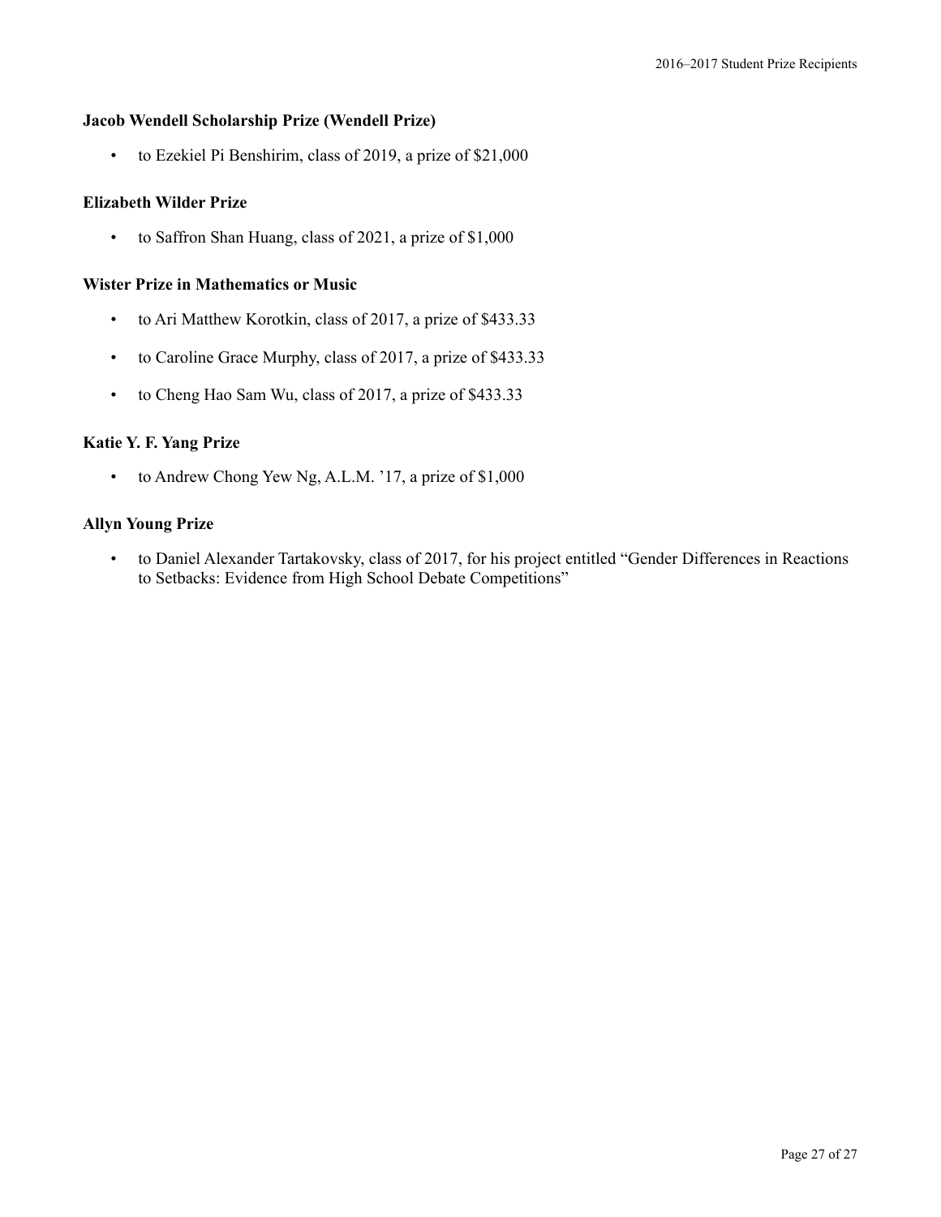**Jacob Wendell Scholarship Prize (Wendell Prize)**

- to Ezekiel Pi Benshirim, class of 2019, a prize of $21,000

**Elizabeth Wilder Prize**

- to Saffron Shan Huang, class of 2021, a prize of $1,000

**Wister Prize in Mathematics or Music**

- to Ari Matthew Korotkin, class of 2017, a prize of $433.33
- to Caroline Grace Murphy, class of 2017, a prize of $433.33
- to Cheng Hao Sam Wu, class of 2017, a prize of $433.33

**Katie Y. F. Yang Prize**

- to Andrew Chong Yew Ng, A.L.M. ’17, a prize of $1,000

**Allyn Young Prize**

- to Daniel Alexander Tartakovsky, class of 2017, for his project entitled “Gender Differences in Reactions to Setbacks: Evidence from High School Debate Competitions”